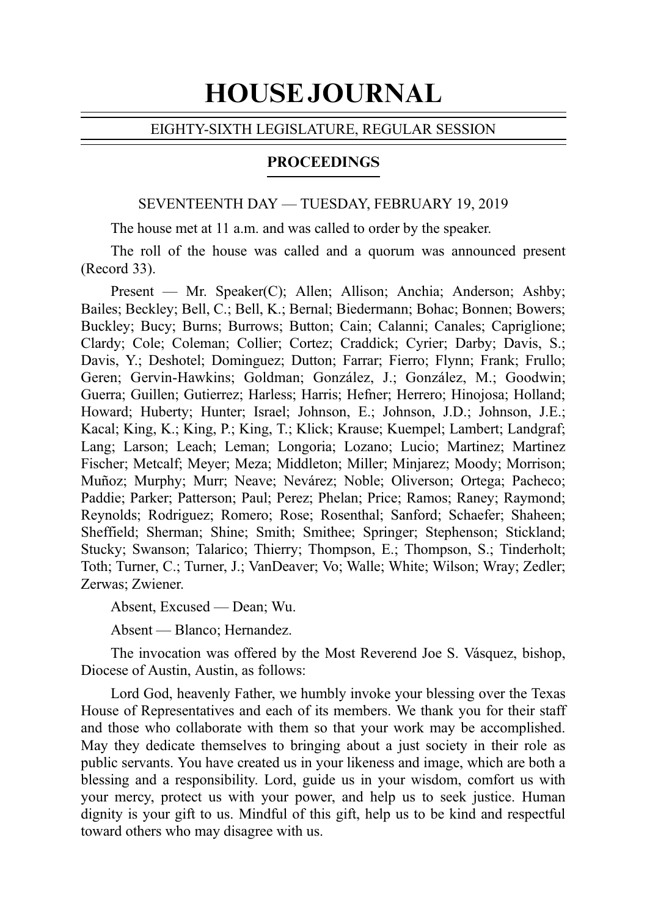# HOUSE JOURNAL

EIGHTY-SIXTH LEGISLATURE, REGULAR SESSION

## PROCEEDINGS

SEVENTEENTH DAY — TUESDAY, FEBRUARY 19, 2019

The house met at 11 a.m. and was called to order by the speaker.

The roll of the house was called and a quorum was announced present (Record 33).

Present — Mr. Speaker(C); Allen; Allison; Anchia; Anderson; Ashby; Bailes; Beckley; Bell, C.; Bell, K.; Bernal; Biedermann; Bohac; Bonnen; Bowers; Buckley; Bucy; Burns; Burrows; Button; Cain; Calanni; Canales; Capriglione; Clardy; Cole; Coleman; Collier; Cortez; Craddick; Cyrier; Darby; Davis, S.; Davis, Y.; Deshotel; Dominguez; Dutton; Farrar; Fierro; Flynn; Frank; Frullo; Geren; Gervin-Hawkins; Goldman; González, J.; González, M.; Goodwin; Guerra; Guillen; Gutierrez; Harless; Harris; Hefner; Herrero; Hinojosa; Holland; Howard; Huberty; Hunter; Israel; Johnson, E.; Johnson, J.D.; Johnson, J.E.; Kacal; King, K.; King, P.; King, T.; Klick; Krause; Kuempel; Lambert; Landgraf; Lang; Larson; Leach; Leman; Longoria; Lozano; Lucio; Martinez; Martinez Fischer; Metcalf; Meyer; Meza; Middleton; Miller; Minjarez; Moody; Morrison; Muñoz; Murphy; Murr; Neave; Nevárez; Noble; Oliverson; Ortega; Pacheco; Paddie; Parker; Patterson; Paul; Perez; Phelan; Price; Ramos; Raney; Raymond; Reynolds; Rodriguez; Romero; Rose; Rosenthal; Sanford; Schaefer; Shaheen; Sheffield; Sherman; Shine; Smith; Smithee; Springer; Stephenson; Stickland; Stucky; Swanson; Talarico; Thierry; Thompson, E.; Thompson, S.; Tinderholt; Toth; Turner, C.; Turner, J.; VanDeaver; Vo; Walle; White; Wilson; Wray; Zedler; Zerwas; Zwiener.

Absent, Excused — Dean; Wu.

Absent — Blanco; Hernandez.

The invocation was offered by the Most Reverend Joe S. Vásquez, bishop, Diocese of Austin, Austin, as follows:

Lord God, heavenly Father, we humbly invoke your blessing over the Texas House of Representatives and each of its members. We thank you for their staff and those who collaborate with them so that your work may be accomplished. May they dedicate themselves to bringing about a just society in their role as public servants. You have created us in your likeness and image, which are both a blessing and a responsibility. Lord, guide us in your wisdom, comfort us with your mercy, protect us with your power, and help us to seek justice. Human dignity is your gift to us. Mindful of this gift, help us to be kind and respectful toward others who may disagree with us.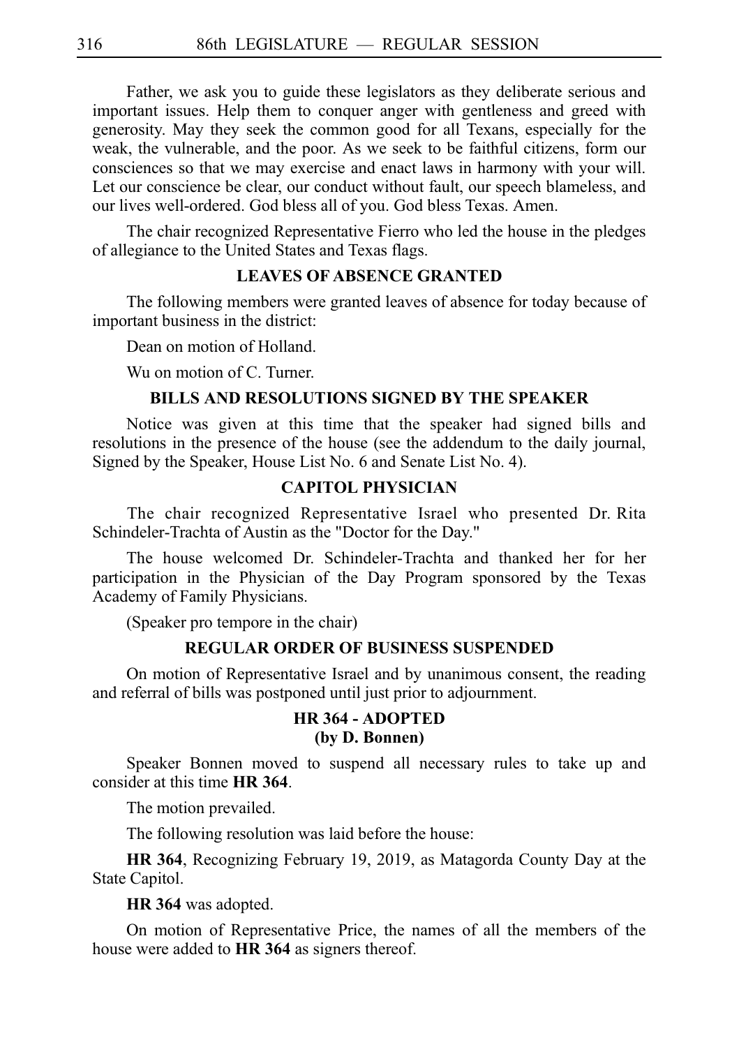Father, we ask you to guide these legislators as they deliberate serious and important issues. Help them to conquer anger with gentleness and greed with generosity. May they seek the common good for all Texans, especially for the weak, the vulnerable, and the poor. As we seek to be faithful citizens, form our consciences so that we may exercise and enact laws in harmony with your will. Let our conscience be clear, our conduct without fault, our speech blameless, and our lives well-ordered. God bless all of you. God bless Texas. Amen.

The chair recognized Representative Fierro who led the house in the pledges of allegiance to the United States and Texas flags.

## LEAVES OF ABSENCE GRANTED

The following members were granted leaves of absence for today because of important business in the district:

Dean on motion of Holland.

Wu on motion of C. Turner.

## BILLS AND RESOLUTIONS SIGNED BY THE SPEAKER

Notice was given at this time that the speaker had signed bills and resolutions in the presence of the house (see the addendum to the daily journal, Signed by the Speaker, House List No. 6 and Senate List No. 4).

## CAPITOL PHYSICIAN

The chair recognized Representative Israel who presented Dr. Rita Schindeler-Trachta of Austin as the "Doctor for the Day."

The house welcomed Dr. Schindeler-Trachta and thanked her for her participation in the Physician of the Day Program sponsored by the Texas Academy of Family Physicians.

(Speaker pro tempore in the chair)

## REGULAR ORDER OF BUSINESS SUSPENDED

On motion of Representative Israel and by unanimous consent, the reading and referral of bills was postponed until just prior to adjournment.

## HR 364 - ADOPTED
## (by D. Bonnen)

Speaker Bonnen moved to suspend all necessary rules to take up and consider at this time **HR 364**.

The motion prevailed.

The following resolution was laid before the house:

**HR 364**, Recognizing February 19, 2019, as Matagorda County Day at the State Capitol.

**HR 364** was adopted.

On motion of Representative Price, the names of all the members of the house were added to **HR 364** as signers thereof.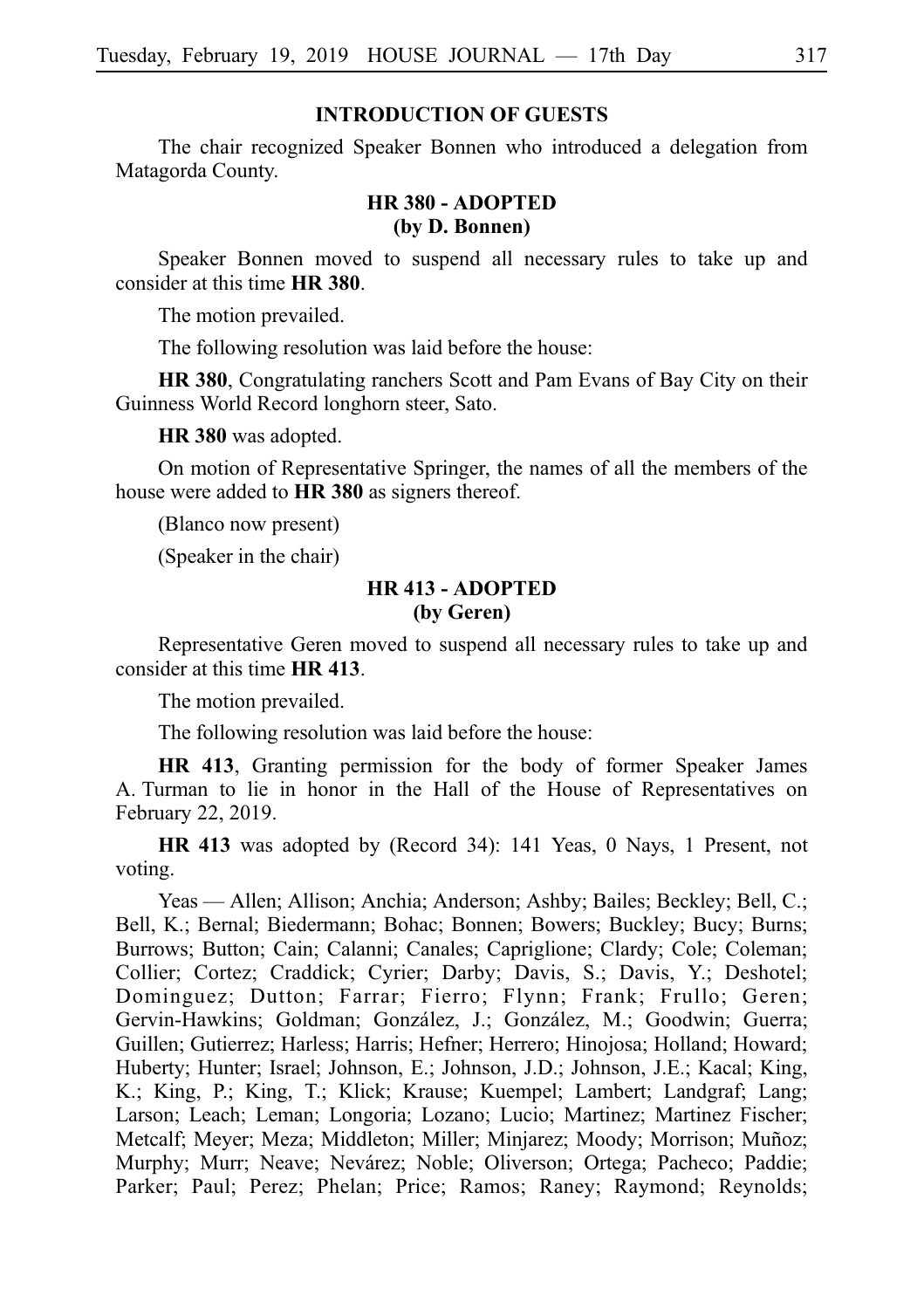## INTRODUCTION OF GUESTS

The chair recognized Speaker Bonnen who introduced a delegation from Matagorda County.

## HR 380 - ADOPTED
**(by D. Bonnen)**

Speaker Bonnen moved to suspend all necessary rules to take up and consider at this time **HR 380**.

The motion prevailed.

The following resolution was laid before the house:

**HR 380**, Congratulating ranchers Scott and Pam Evans of Bay City on their Guinness World Record longhorn steer, Sato.

**HR 380** was adopted.

On motion of Representative Springer, the names of all the members of the house were added to **HR 380** as signers thereof.

(Blanco now present)

(Speaker in the chair)

## HR 413 - ADOPTED
**(by Geren)**

Representative Geren moved to suspend all necessary rules to take up and consider at this time **HR 413**.

The motion prevailed.

The following resolution was laid before the house:

**HR 413**, Granting permission for the body of former Speaker James A. Turman to lie in honor in the Hall of the House of Representatives on February 22, 2019.

**HR 413** was adopted by (Record 34): 141 Yeas, 0 Nays, 1 Present, not voting.

Yeas — Allen; Allison; Anchia; Anderson; Ashby; Bailes; Beckley; Bell, C.; Bell, K.; Bernal; Biedermann; Bohac; Bonnen; Bowers; Buckley; Bucy; Burns; Burrows; Button; Cain; Calanni; Canales; Capriglione; Clardy; Cole; Coleman; Collier; Cortez; Craddick; Cyrier; Darby; Davis, S.; Davis, Y.; Deshotel; Dominguez; Dutton; Farrar; Fierro; Flynn; Frank; Frullo; Geren; Gervin-Hawkins; Goldman; González, J.; González, M.; Goodwin; Guerra; Guillen; Gutierrez; Harless; Harris; Hefner; Herrero; Hinojosa; Holland; Howard; Huberty; Hunter; Israel; Johnson, E.; Johnson, J.D.; Johnson, J.E.; Kacal; King, K.; King, P.; King, T.; Klick; Krause; Kuempel; Lambert; Landgraf; Lang; Larson; Leach; Leman; Longoria; Lozano; Lucio; Martinez; Martinez Fischer; Metcalf; Meyer; Meza; Middleton; Miller; Minjarez; Moody; Morrison; Muñoz; Murphy; Murr; Neave; Nevárez; Noble; Oliverson; Ortega; Pacheco; Paddie; Parker; Paul; Perez; Phelan; Price; Ramos; Raney; Raymond; Reynolds;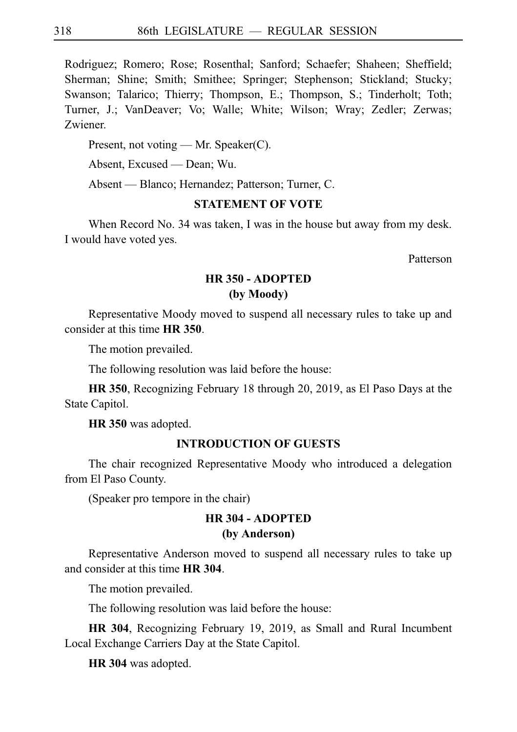Rodriguez; Romero; Rose; Rosenthal; Sanford; Schaefer; Shaheen; Sheffield; Sherman; Shine; Smith; Smithee; Springer; Stephenson; Stickland; Stucky; Swanson; Talarico; Thierry; Thompson, E.; Thompson, S.; Tinderholt; Toth; Turner, J.; VanDeaver; Vo; Walle; White; Wilson; Wray; Zedler; Zerwas; Zwiener.

Present, not voting — Mr. Speaker(C).

Absent, Excused — Dean; Wu.

Absent — Blanco; Hernandez; Patterson; Turner, C.

**STATEMENT OF VOTE**

When Record No. 34 was taken, I was in the house but away from my desk. I would have voted yes.

Patterson

**HR 350 - ADOPTED**
**(by Moody)**

Representative Moody moved to suspend all necessary rules to take up and consider at this time **HR 350**.

The motion prevailed.

The following resolution was laid before the house:

**HR 350**, Recognizing February 18 through 20, 2019, as El Paso Days at the State Capitol.

**HR 350** was adopted.

**INTRODUCTION OF GUESTS**

The chair recognized Representative Moody who introduced a delegation from El Paso County.

(Speaker pro tempore in the chair)

**HR 304 - ADOPTED**
**(by Anderson)**

Representative Anderson moved to suspend all necessary rules to take up and consider at this time **HR 304**.

The motion prevailed.

The following resolution was laid before the house:

**HR 304**, Recognizing February 19, 2019, as Small and Rural Incumbent Local Exchange Carriers Day at the State Capitol.

**HR 304** was adopted.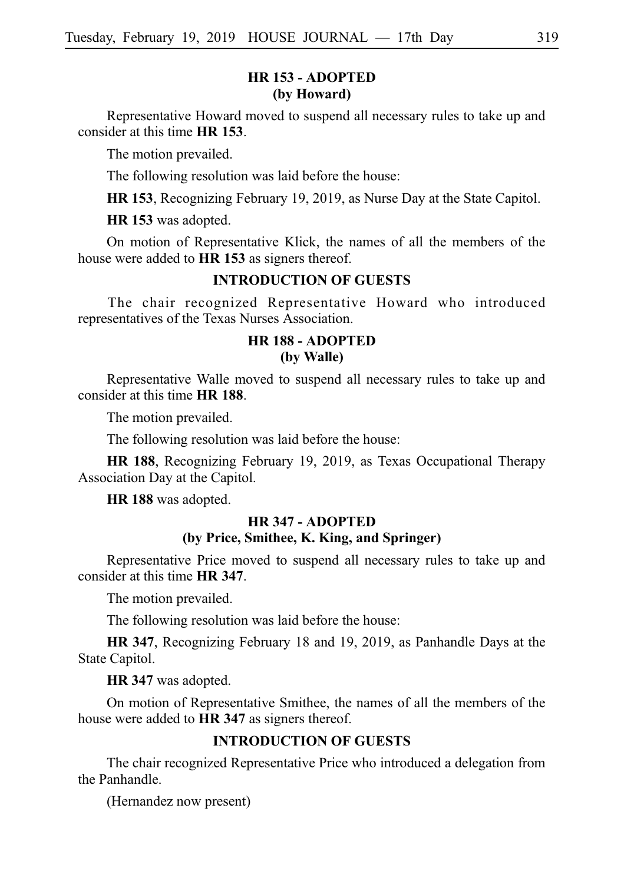### HR 153 - ADOPTED (by Howard)

Representative Howard moved to suspend all necessary rules to take up and consider at this time **HR 153**.

The motion prevailed.

The following resolution was laid before the house:

**HR 153**, Recognizing February 19, 2019, as Nurse Day at the State Capitol.

**HR 153** was adopted.

On motion of Representative Klick, the names of all the members of the house were added to **HR 153** as signers thereof.

### INTRODUCTION OF GUESTS

The chair recognized Representative Howard who introduced representatives of the Texas Nurses Association.

### HR 188 - ADOPTED (by Walle)

Representative Walle moved to suspend all necessary rules to take up and consider at this time **HR 188**.

The motion prevailed.

The following resolution was laid before the house:

**HR 188**, Recognizing February 19, 2019, as Texas Occupational Therapy Association Day at the Capitol.

**HR 188** was adopted.

### HR 347 - ADOPTED (by Price, Smithee, K. King, and Springer)

Representative Price moved to suspend all necessary rules to take up and consider at this time **HR 347**.

The motion prevailed.

The following resolution was laid before the house:

**HR 347**, Recognizing February 18 and 19, 2019, as Panhandle Days at the State Capitol.

**HR 347** was adopted.

On motion of Representative Smithee, the names of all the members of the house were added to **HR 347** as signers thereof.

### INTRODUCTION OF GUESTS

The chair recognized Representative Price who introduced a delegation from the Panhandle.

(Hernandez now present)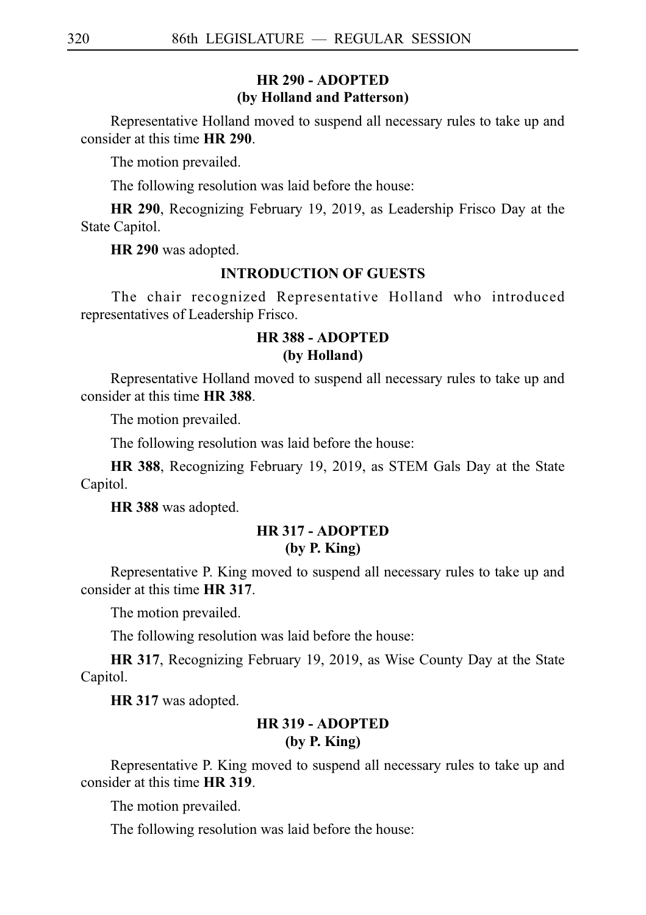### HR 290 - ADOPTED
### (by Holland and Patterson)

Representative Holland moved to suspend all necessary rules to take up and consider at this time **HR 290**.

The motion prevailed.

The following resolution was laid before the house:

**HR 290**, Recognizing February 19, 2019, as Leadership Frisco Day at the State Capitol.

**HR 290** was adopted.

### INTRODUCTION OF GUESTS

The chair recognized Representative Holland who introduced representatives of Leadership Frisco.

### HR 388 - ADOPTED
### (by Holland)

Representative Holland moved to suspend all necessary rules to take up and consider at this time **HR 388**.

The motion prevailed.

The following resolution was laid before the house:

**HR 388**, Recognizing February 19, 2019, as STEM Gals Day at the State Capitol.

**HR 388** was adopted.

### HR 317 - ADOPTED
### (by P. King)

Representative P. King moved to suspend all necessary rules to take up and consider at this time **HR 317**.

The motion prevailed.

The following resolution was laid before the house:

**HR 317**, Recognizing February 19, 2019, as Wise County Day at the State Capitol.

**HR 317** was adopted.

### HR 319 - ADOPTED
### (by P. King)

Representative P. King moved to suspend all necessary rules to take up and consider at this time **HR 319**.

The motion prevailed.

The following resolution was laid before the house: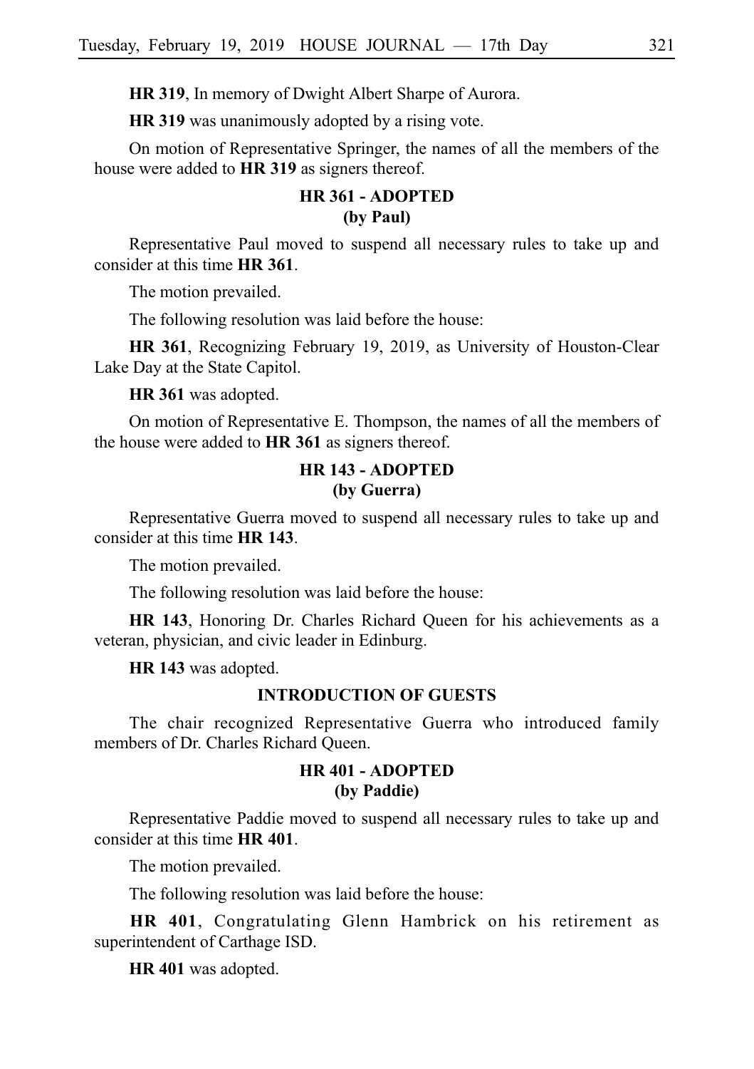**HR 319**, In memory of Dwight Albert Sharpe of Aurora.

**HR 319** was unanimously adopted by a rising vote.

On motion of Representative Springer, the names of all the members of the house were added to **HR 319** as signers thereof.

### HR 361 - ADOPTED
### (by Paul)

Representative Paul moved to suspend all necessary rules to take up and consider at this time **HR 361**.

The motion prevailed.

The following resolution was laid before the house:

**HR 361**, Recognizing February 19, 2019, as University of Houston-Clear Lake Day at the State Capitol.

**HR 361** was adopted.

On motion of Representative E. Thompson, the names of all the members of the house were added to **HR 361** as signers thereof.

### HR 143 - ADOPTED
### (by Guerra)

Representative Guerra moved to suspend all necessary rules to take up and consider at this time **HR 143**.

The motion prevailed.

The following resolution was laid before the house:

**HR 143**, Honoring Dr. Charles Richard Queen for his achievements as a veteran, physician, and civic leader in Edinburg.

**HR 143** was adopted.

### INTRODUCTION OF GUESTS

The chair recognized Representative Guerra who introduced family members of Dr. Charles Richard Queen.

### HR 401 - ADOPTED
### (by Paddie)

Representative Paddie moved to suspend all necessary rules to take up and consider at this time **HR 401**.

The motion prevailed.

The following resolution was laid before the house:

**HR 401**, Congratulating Glenn Hambrick on his retirement as superintendent of Carthage ISD.

**HR 401** was adopted.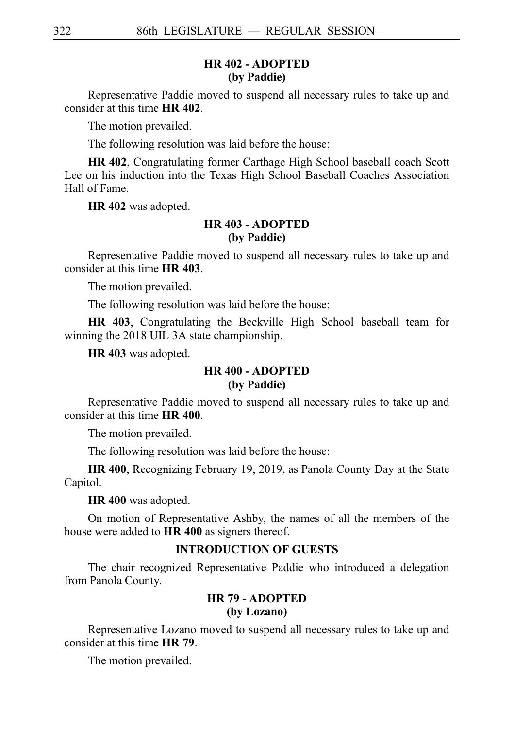### HR 402 - ADOPTED
### (by Paddie)

Representative Paddie moved to suspend all necessary rules to take up and consider at this time **HR 402**.

The motion prevailed.

The following resolution was laid before the house:

**HR 402**, Congratulating former Carthage High School baseball coach Scott Lee on his induction into the Texas High School Baseball Coaches Association Hall of Fame.

**HR 402** was adopted.

### HR 403 - ADOPTED
### (by Paddie)

Representative Paddie moved to suspend all necessary rules to take up and consider at this time **HR 403**.

The motion prevailed.

The following resolution was laid before the house:

**HR 403**, Congratulating the Beckville High School baseball team for winning the 2018 UIL 3A state championship.

**HR 403** was adopted.

### HR 400 - ADOPTED
### (by Paddie)

Representative Paddie moved to suspend all necessary rules to take up and consider at this time **HR 400**.

The motion prevailed.

The following resolution was laid before the house:

**HR 400**, Recognizing February 19, 2019, as Panola County Day at the State Capitol.

**HR 400** was adopted.

On motion of Representative Ashby, the names of all the members of the house were added to **HR 400** as signers thereof.

### INTRODUCTION OF GUESTS

The chair recognized Representative Paddie who introduced a delegation from Panola County.

### HR 79 - ADOPTED
### (by Lozano)

Representative Lozano moved to suspend all necessary rules to take up and consider at this time **HR 79**.

The motion prevailed.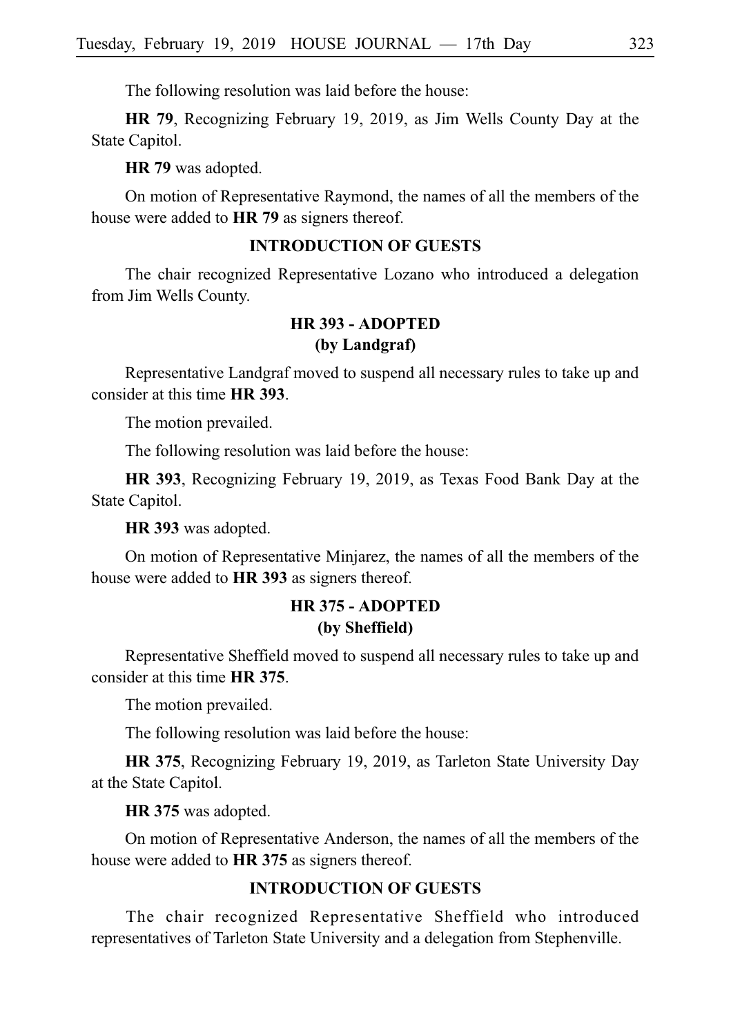The following resolution was laid before the house:

**HR 79**, Recognizing February 19, 2019, as Jim Wells County Day at the State Capitol.

**HR 79** was adopted.

On motion of Representative Raymond, the names of all the members of the house were added to **HR 79** as signers thereof.

## INTRODUCTION OF GUESTS

The chair recognized Representative Lozano who introduced a delegation from Jim Wells County.

## HR 393 - ADOPTED
## (by Landgraf)

Representative Landgraf moved to suspend all necessary rules to take up and consider at this time **HR 393**.

The motion prevailed.

The following resolution was laid before the house:

**HR 393**, Recognizing February 19, 2019, as Texas Food Bank Day at the State Capitol.

**HR 393** was adopted.

On motion of Representative Minjarez, the names of all the members of the house were added to **HR 393** as signers thereof.

## HR 375 - ADOPTED
## (by Sheffield)

Representative Sheffield moved to suspend all necessary rules to take up and consider at this time **HR 375**.

The motion prevailed.

The following resolution was laid before the house:

**HR 375**, Recognizing February 19, 2019, as Tarleton State University Day at the State Capitol.

**HR 375** was adopted.

On motion of Representative Anderson, the names of all the members of the house were added to **HR 375** as signers thereof.

## INTRODUCTION OF GUESTS

The chair recognized Representative Sheffield who introduced representatives of Tarleton State University and a delegation from Stephenville.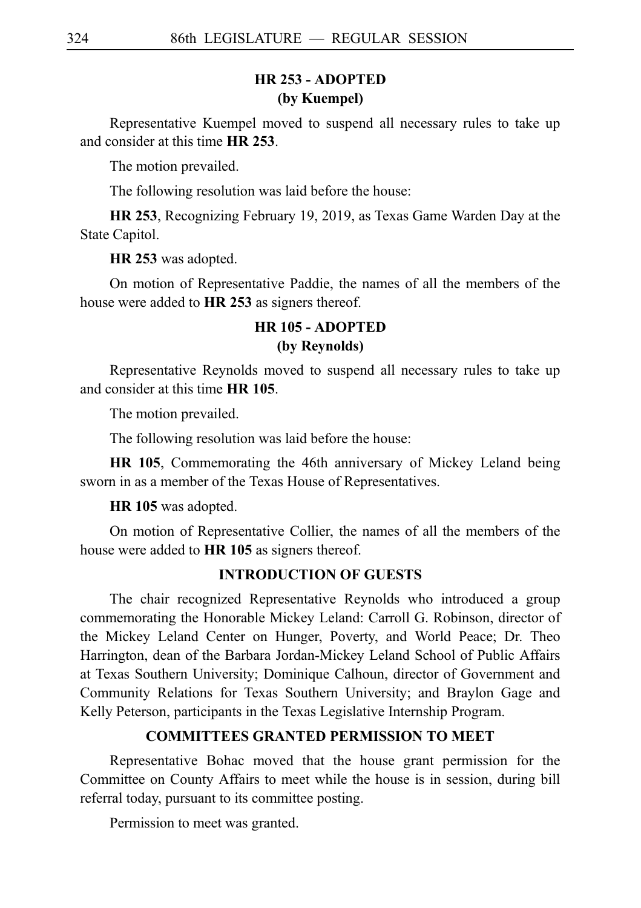## HR 253 - ADOPTED
## (by Kuempel)

Representative Kuempel moved to suspend all necessary rules to take up and consider at this time **HR 253**.

The motion prevailed.

The following resolution was laid before the house:

**HR 253**, Recognizing February 19, 2019, as Texas Game Warden Day at the State Capitol.

**HR 253** was adopted.

On motion of Representative Paddie, the names of all the members of the house were added to **HR 253** as signers thereof.

## HR 105 - ADOPTED
## (by Reynolds)

Representative Reynolds moved to suspend all necessary rules to take up and consider at this time **HR 105**.

The motion prevailed.

The following resolution was laid before the house:

**HR 105**, Commemorating the 46th anniversary of Mickey Leland being sworn in as a member of the Texas House of Representatives.

**HR 105** was adopted.

On motion of Representative Collier, the names of all the members of the house were added to **HR 105** as signers thereof.

## INTRODUCTION OF GUESTS

The chair recognized Representative Reynolds who introduced a group commemorating the Honorable Mickey Leland: Carroll G. Robinson, director of the Mickey Leland Center on Hunger, Poverty, and World Peace; Dr. Theo Harrington, dean of the Barbara Jordan-Mickey Leland School of Public Affairs at Texas Southern University; Dominique Calhoun, director of Government and Community Relations for Texas Southern University; and Braylon Gage and Kelly Peterson, participants in the Texas Legislative Internship Program.

## COMMITTEES GRANTED PERMISSION TO MEET

Representative Bohac moved that the house grant permission for the Committee on County Affairs to meet while the house is in session, during bill referral today, pursuant to its committee posting.

Permission to meet was granted.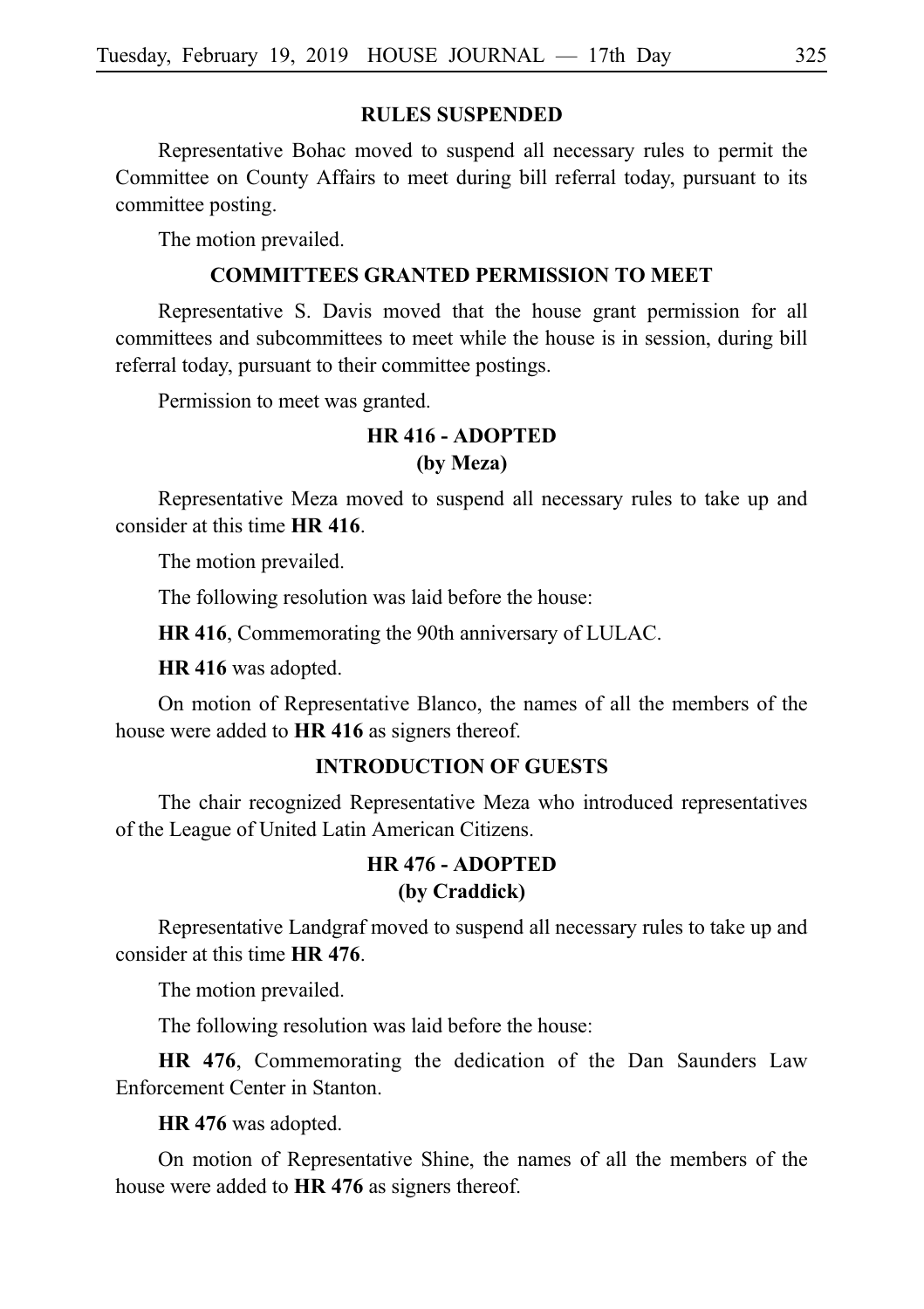## RULES SUSPENDED

Representative Bohac moved to suspend all necessary rules to permit the Committee on County Affairs to meet during bill referral today, pursuant to its committee posting.

The motion prevailed.

## COMMITTEES GRANTED PERMISSION TO MEET

Representative S. Davis moved that the house grant permission for all committees and subcommittees to meet while the house is in session, during bill referral today, pursuant to their committee postings.

Permission to meet was granted.

## HR 416 - ADOPTED
## (by Meza)

Representative Meza moved to suspend all necessary rules to take up and consider at this time **HR 416**.

The motion prevailed.

The following resolution was laid before the house:

**HR 416**, Commemorating the 90th anniversary of LULAC.

**HR 416** was adopted.

On motion of Representative Blanco, the names of all the members of the house were added to **HR 416** as signers thereof.

## INTRODUCTION OF GUESTS

The chair recognized Representative Meza who introduced representatives of the League of United Latin American Citizens.

## HR 476 - ADOPTED
## (by Craddick)

Representative Landgraf moved to suspend all necessary rules to take up and consider at this time **HR 476**.

The motion prevailed.

The following resolution was laid before the house:

**HR 476**, Commemorating the dedication of the Dan Saunders Law Enforcement Center in Stanton.

**HR 476** was adopted.

On motion of Representative Shine, the names of all the members of the house were added to **HR 476** as signers thereof.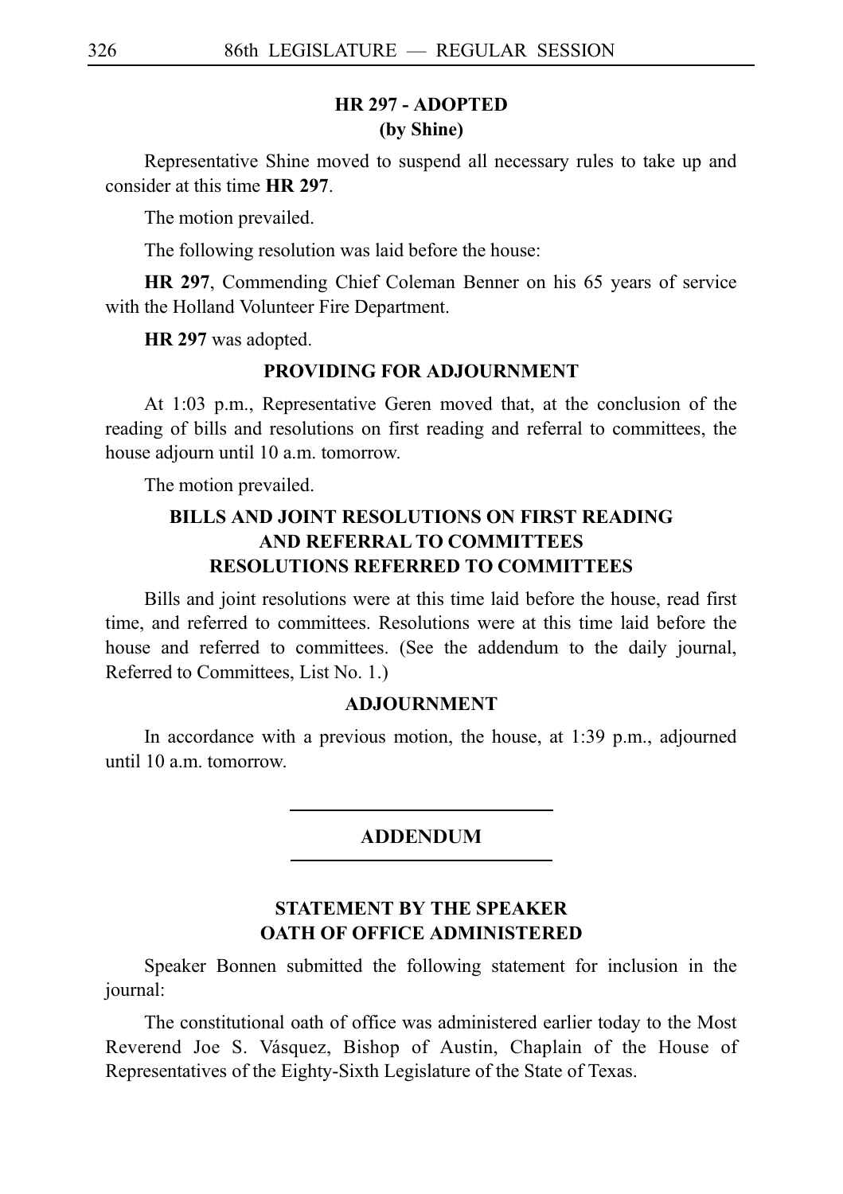## HR 297 - ADOPTED
**(by Shine)**

Representative Shine moved to suspend all necessary rules to take up and consider at this time **HR 297**.

The motion prevailed.

The following resolution was laid before the house:

**HR 297**, Commending Chief Coleman Benner on his 65 years of service with the Holland Volunteer Fire Department.

**HR 297** was adopted.

## PROVIDING FOR ADJOURNMENT

At 1:03 p.m., Representative Geren moved that, at the conclusion of the reading of bills and resolutions on first reading and referral to committees, the house adjourn until 10 a.m. tomorrow.

The motion prevailed.

## BILLS AND JOINT RESOLUTIONS ON FIRST READING AND REFERRAL TO COMMITTEES RESOLUTIONS REFERRED TO COMMITTEES

Bills and joint resolutions were at this time laid before the house, read first time, and referred to committees. Resolutions were at this time laid before the house and referred to committees. (See the addendum to the daily journal, Referred to Committees, List No. 1.)

## ADJOURNMENT

In accordance with a previous motion, the house, at 1:39 p.m., adjourned until 10 a.m. tomorrow.

---

## ADDENDUM

---

## STATEMENT BY THE SPEAKER OATH OF OFFICE ADMINISTERED

Speaker Bonnen submitted the following statement for inclusion in the journal:

The constitutional oath of office was administered earlier today to the Most Reverend Joe S. Vásquez, Bishop of Austin, Chaplain of the House of Representatives of the Eighty-Sixth Legislature of the State of Texas.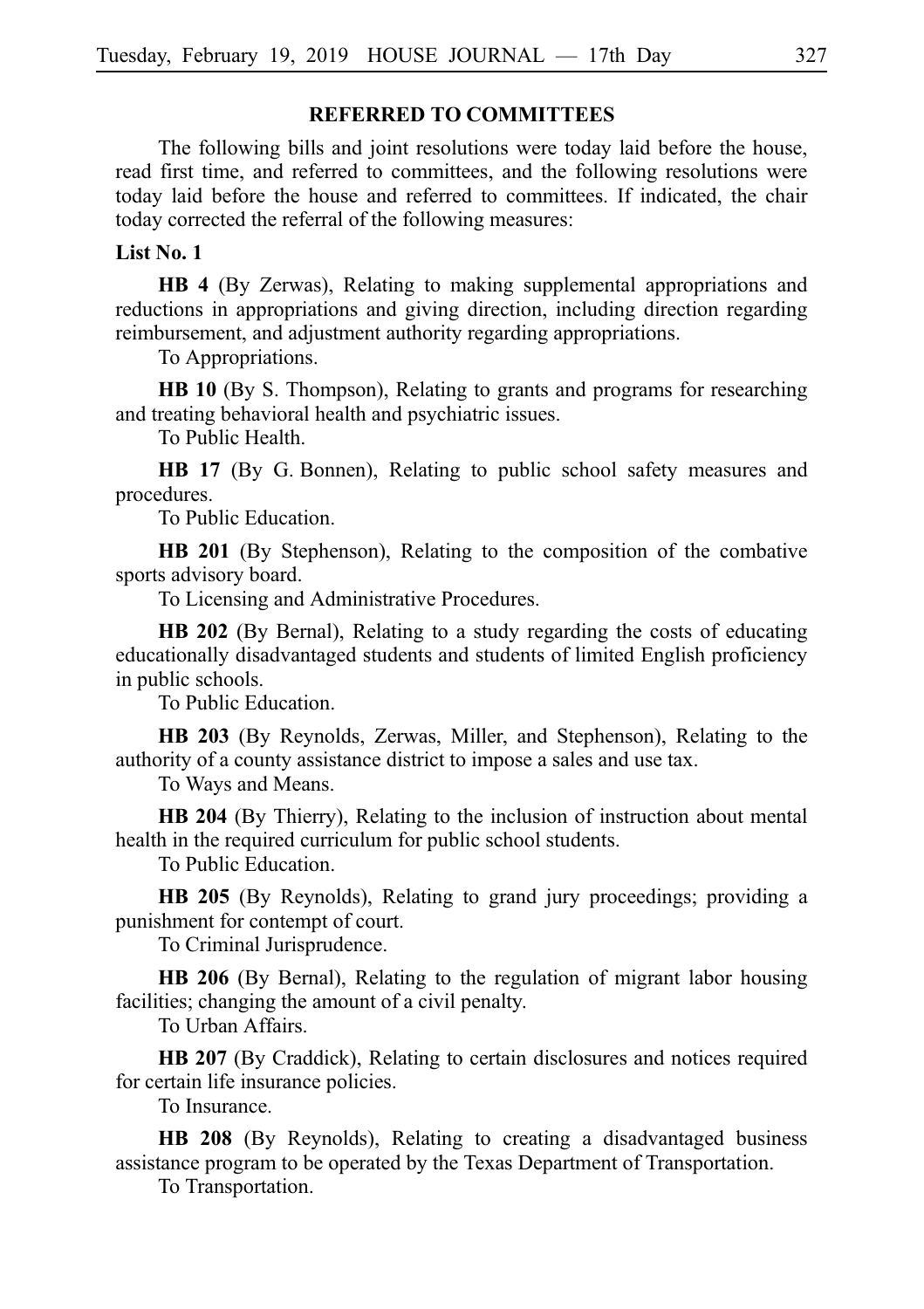## REFERRED TO COMMITTEES

The following bills and joint resolutions were today laid before the house, read first time, and referred to committees, and the following resolutions were today laid before the house and referred to committees. If indicated, the chair today corrected the referral of the following measures:

**List No. 1**

**HB 4** (By Zerwas), Relating to making supplemental appropriations and reductions in appropriations and giving direction, including direction regarding reimbursement, and adjustment authority regarding appropriations.

To Appropriations.

**HB 10** (By S. Thompson), Relating to grants and programs for researching and treating behavioral health and psychiatric issues.

To Public Health.

**HB 17** (By G. Bonnen), Relating to public school safety measures and procedures.

To Public Education.

**HB 201** (By Stephenson), Relating to the composition of the combative sports advisory board.

To Licensing and Administrative Procedures.

**HB 202** (By Bernal), Relating to a study regarding the costs of educating educationally disadvantaged students and students of limited English proficiency in public schools.

To Public Education.

**HB 203** (By Reynolds, Zerwas, Miller, and Stephenson), Relating to the authority of a county assistance district to impose a sales and use tax.

To Ways and Means.

**HB 204** (By Thierry), Relating to the inclusion of instruction about mental health in the required curriculum for public school students.

To Public Education.

**HB 205** (By Reynolds), Relating to grand jury proceedings; providing a punishment for contempt of court.

To Criminal Jurisprudence.

**HB 206** (By Bernal), Relating to the regulation of migrant labor housing facilities; changing the amount of a civil penalty.

To Urban Affairs.

**HB 207** (By Craddick), Relating to certain disclosures and notices required for certain life insurance policies.

To Insurance.

**HB 208** (By Reynolds), Relating to creating a disadvantaged business assistance program to be operated by the Texas Department of Transportation.

To Transportation.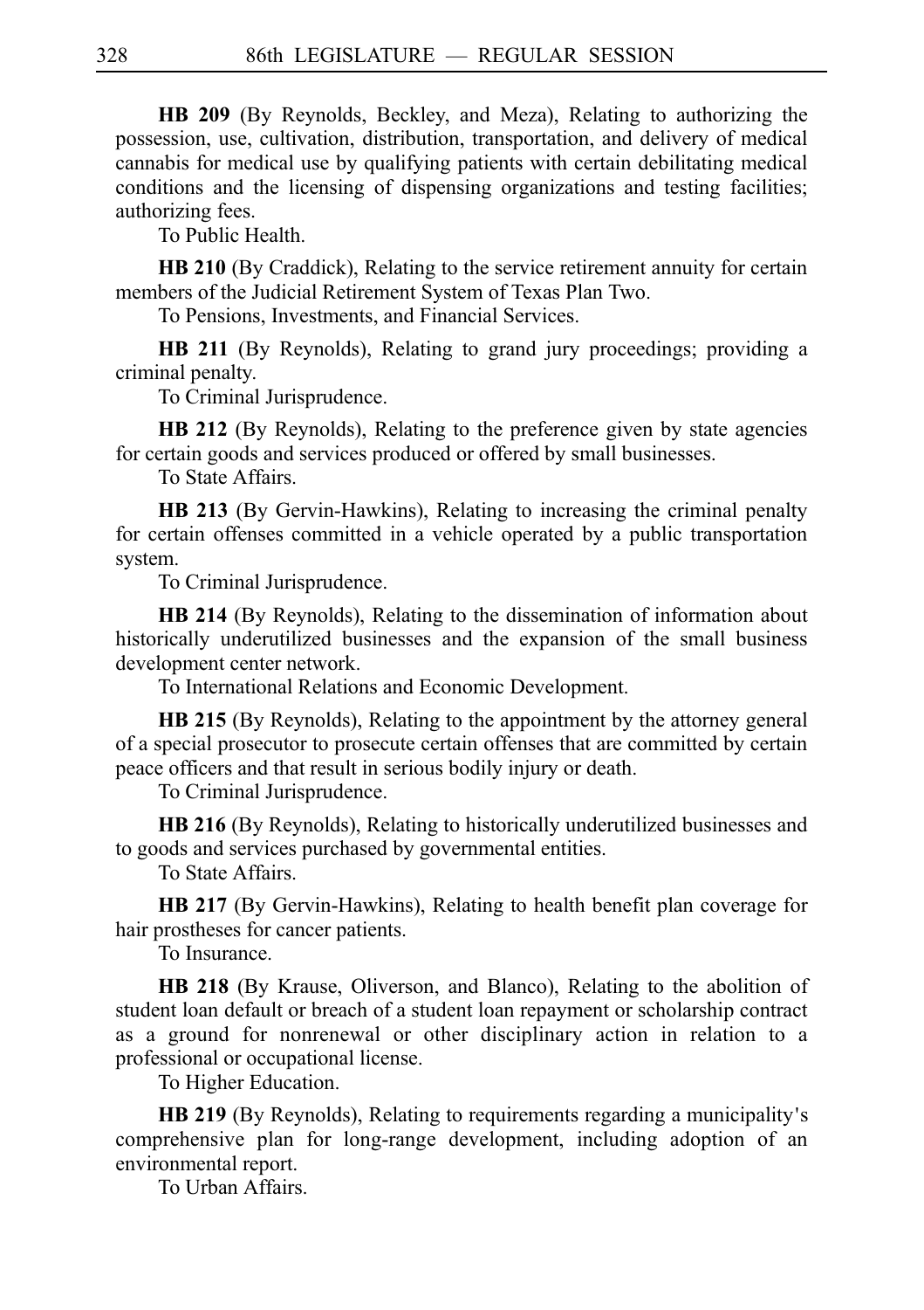**HB 209** (By Reynolds, Beckley, and Meza), Relating to authorizing the possession, use, cultivation, distribution, transportation, and delivery of medical cannabis for medical use by qualifying patients with certain debilitating medical conditions and the licensing of dispensing organizations and testing facilities; authorizing fees.

To Public Health.

**HB 210** (By Craddick), Relating to the service retirement annuity for certain members of the Judicial Retirement System of Texas Plan Two.

To Pensions, Investments, and Financial Services.

**HB 211** (By Reynolds), Relating to grand jury proceedings; providing a criminal penalty.

To Criminal Jurisprudence.

**HB 212** (By Reynolds), Relating to the preference given by state agencies for certain goods and services produced or offered by small businesses.

To State Affairs.

**HB 213** (By Gervin-Hawkins), Relating to increasing the criminal penalty for certain offenses committed in a vehicle operated by a public transportation system.

To Criminal Jurisprudence.

**HB 214** (By Reynolds), Relating to the dissemination of information about historically underutilized businesses and the expansion of the small business development center network.

To International Relations and Economic Development.

**HB 215** (By Reynolds), Relating to the appointment by the attorney general of a special prosecutor to prosecute certain offenses that are committed by certain peace officers and that result in serious bodily injury or death.

To Criminal Jurisprudence.

**HB 216** (By Reynolds), Relating to historically underutilized businesses and to goods and services purchased by governmental entities.

To State Affairs.

**HB 217** (By Gervin-Hawkins), Relating to health benefit plan coverage for hair prostheses for cancer patients.

To Insurance.

**HB 218** (By Krause, Oliverson, and Blanco), Relating to the abolition of student loan default or breach of a student loan repayment or scholarship contract as a ground for nonrenewal or other disciplinary action in relation to a professional or occupational license.

To Higher Education.

**HB 219** (By Reynolds), Relating to requirements regarding a municipality's comprehensive plan for long-range development, including adoption of an environmental report.

To Urban Affairs.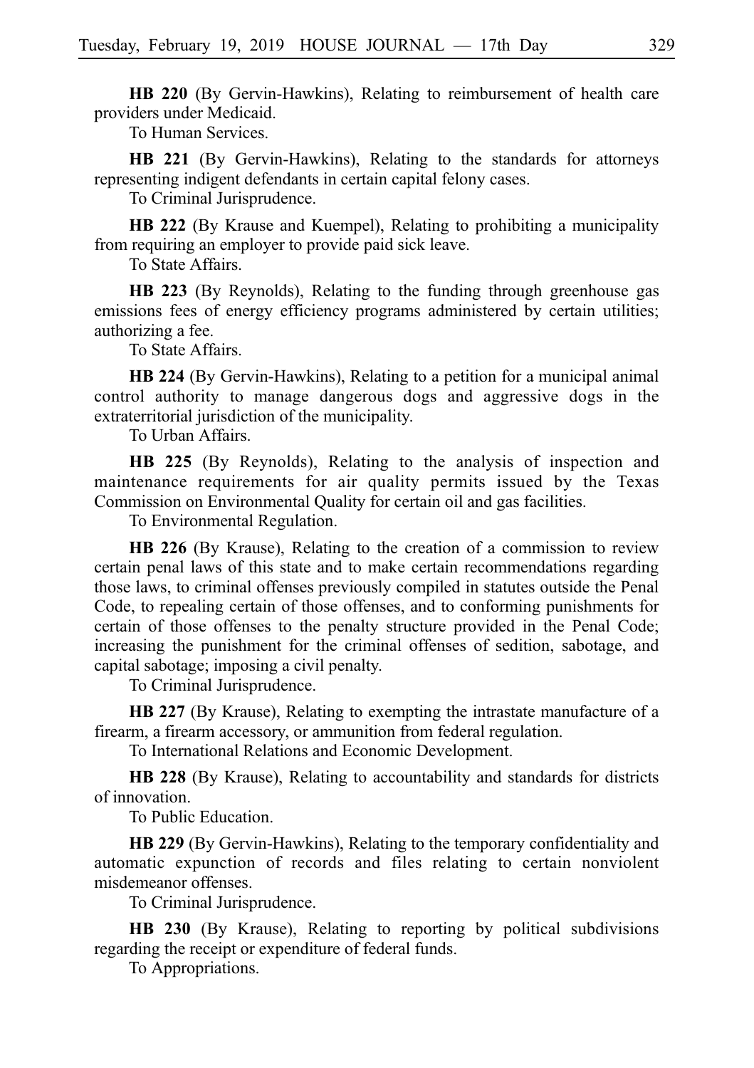**HB 220** (By Gervin-Hawkins), Relating to reimbursement of health care providers under Medicaid.

To Human Services.

**HB 221** (By Gervin-Hawkins), Relating to the standards for attorneys representing indigent defendants in certain capital felony cases.

To Criminal Jurisprudence.

**HB 222** (By Krause and Kuempel), Relating to prohibiting a municipality from requiring an employer to provide paid sick leave.

To State Affairs.

**HB 223** (By Reynolds), Relating to the funding through greenhouse gas emissions fees of energy efficiency programs administered by certain utilities; authorizing a fee.

To State Affairs.

**HB 224** (By Gervin-Hawkins), Relating to a petition for a municipal animal control authority to manage dangerous dogs and aggressive dogs in the extraterritorial jurisdiction of the municipality.

To Urban Affairs.

**HB 225** (By Reynolds), Relating to the analysis of inspection and maintenance requirements for air quality permits issued by the Texas Commission on Environmental Quality for certain oil and gas facilities.

To Environmental Regulation.

**HB 226** (By Krause), Relating to the creation of a commission to review certain penal laws of this state and to make certain recommendations regarding those laws, to criminal offenses previously compiled in statutes outside the Penal Code, to repealing certain of those offenses, and to conforming punishments for certain of those offenses to the penalty structure provided in the Penal Code; increasing the punishment for the criminal offenses of sedition, sabotage, and capital sabotage; imposing a civil penalty.

To Criminal Jurisprudence.

**HB 227** (By Krause), Relating to exempting the intrastate manufacture of a firearm, a firearm accessory, or ammunition from federal regulation.

To International Relations and Economic Development.

**HB 228** (By Krause), Relating to accountability and standards for districts of innovation.

To Public Education.

**HB 229** (By Gervin-Hawkins), Relating to the temporary confidentiality and automatic expunction of records and files relating to certain nonviolent misdemeanor offenses.

To Criminal Jurisprudence.

**HB 230** (By Krause), Relating to reporting by political subdivisions regarding the receipt or expenditure of federal funds.

To Appropriations.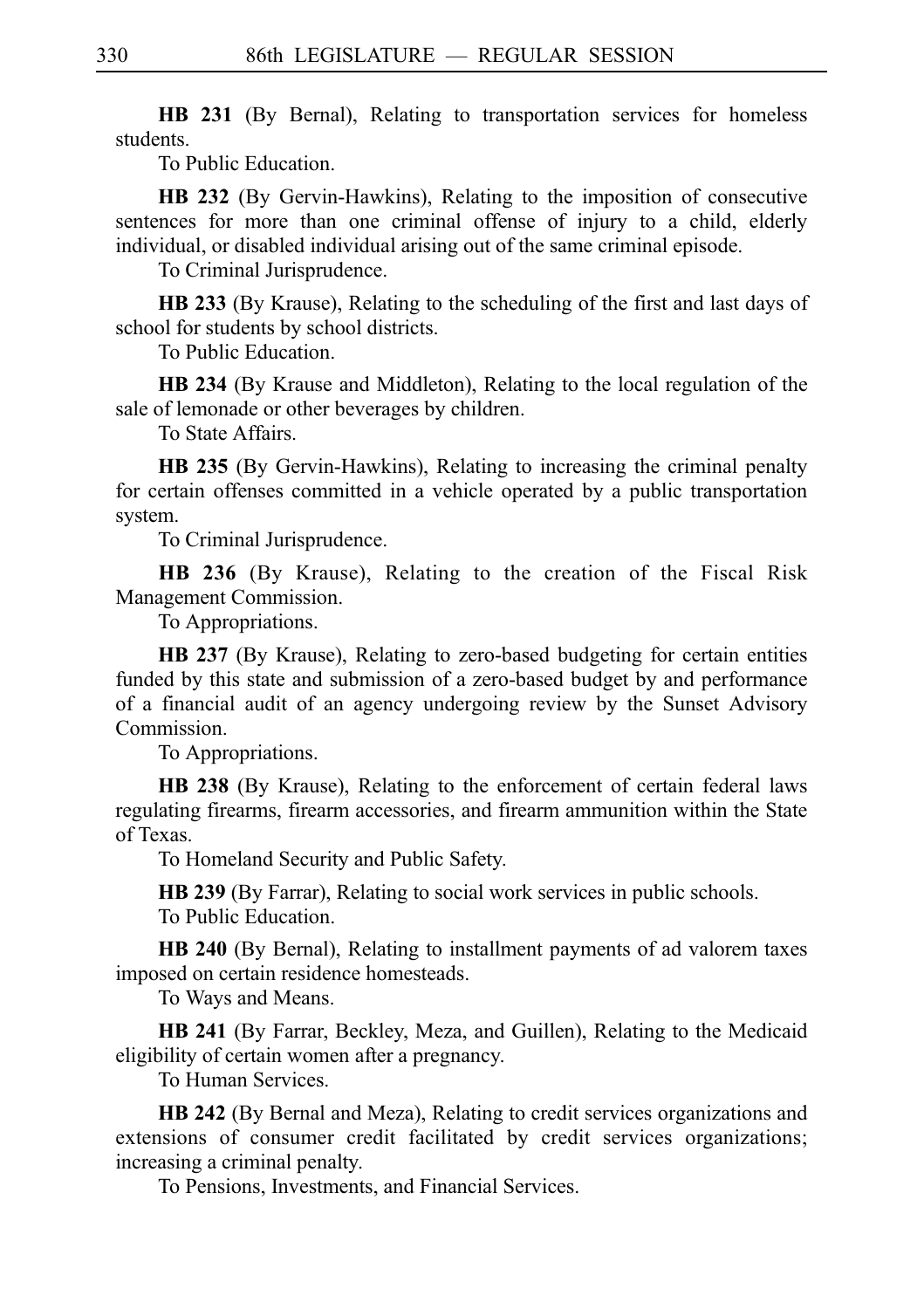**HB 231** (By Bernal), Relating to transportation services for homeless students.

To Public Education.

**HB 232** (By Gervin-Hawkins), Relating to the imposition of consecutive sentences for more than one criminal offense of injury to a child, elderly individual, or disabled individual arising out of the same criminal episode.

To Criminal Jurisprudence.

**HB 233** (By Krause), Relating to the scheduling of the first and last days of school for students by school districts.

To Public Education.

**HB 234** (By Krause and Middleton), Relating to the local regulation of the sale of lemonade or other beverages by children.

To State Affairs.

**HB 235** (By Gervin-Hawkins), Relating to increasing the criminal penalty for certain offenses committed in a vehicle operated by a public transportation system.

To Criminal Jurisprudence.

**HB 236** (By Krause), Relating to the creation of the Fiscal Risk Management Commission.

To Appropriations.

**HB 237** (By Krause), Relating to zero-based budgeting for certain entities funded by this state and submission of a zero-based budget by and performance of a financial audit of an agency undergoing review by the Sunset Advisory Commission.

To Appropriations.

**HB 238** (By Krause), Relating to the enforcement of certain federal laws regulating firearms, firearm accessories, and firearm ammunition within the State of Texas.

To Homeland Security and Public Safety.

**HB 239** (By Farrar), Relating to social work services in public schools.

To Public Education.

**HB 240** (By Bernal), Relating to installment payments of ad valorem taxes imposed on certain residence homesteads.

To Ways and Means.

**HB 241** (By Farrar, Beckley, Meza, and Guillen), Relating to the Medicaid eligibility of certain women after a pregnancy.

To Human Services.

**HB 242** (By Bernal and Meza), Relating to credit services organizations and extensions of consumer credit facilitated by credit services organizations; increasing a criminal penalty.

To Pensions, Investments, and Financial Services.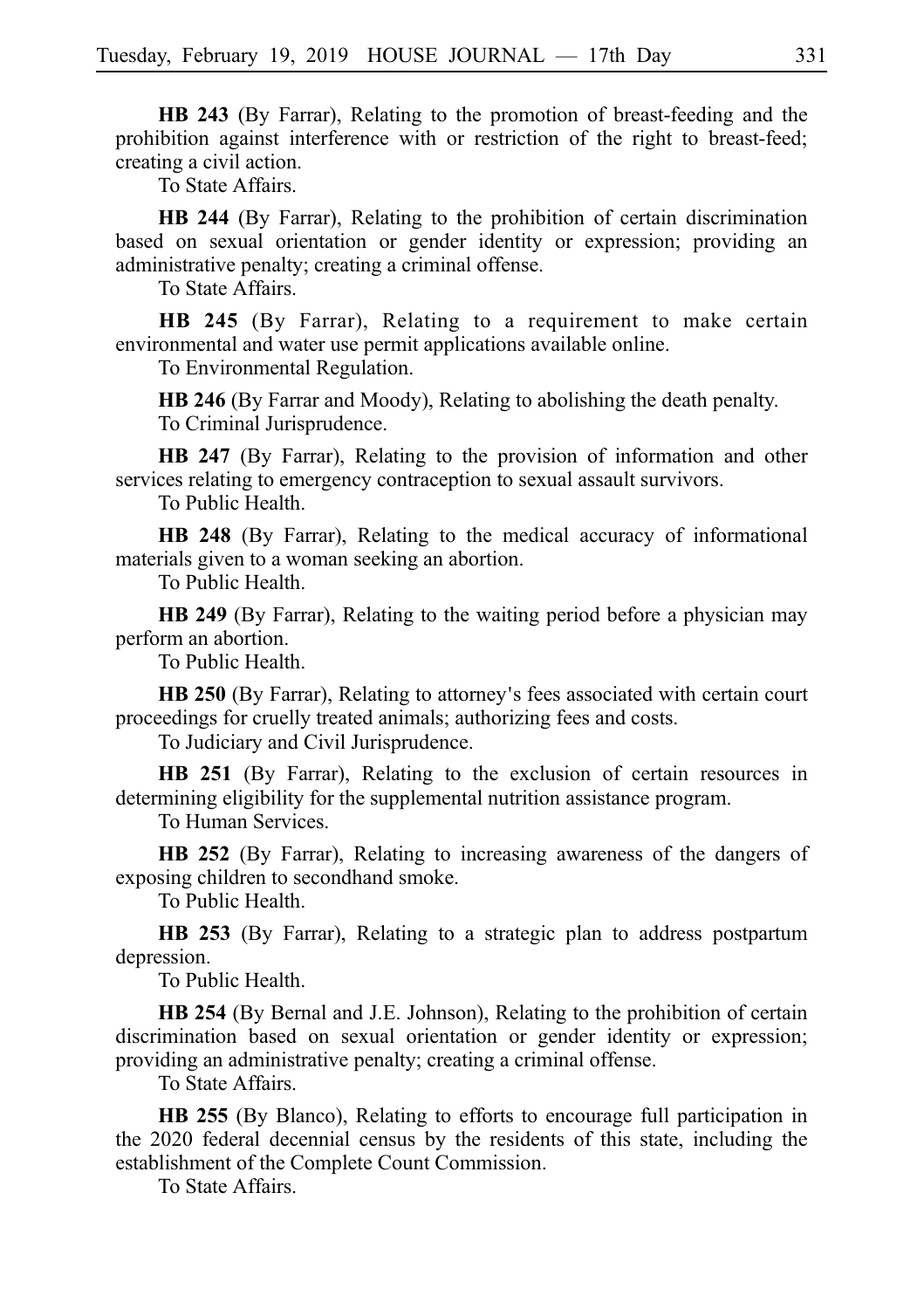**HB 243** (By Farrar), Relating to the promotion of breast-feeding and the prohibition against interference with or restriction of the right to breast-feed; creating a civil action.

To State Affairs.

**HB 244** (By Farrar), Relating to the prohibition of certain discrimination based on sexual orientation or gender identity or expression; providing an administrative penalty; creating a criminal offense.

To State Affairs.

**HB 245** (By Farrar), Relating to a requirement to make certain environmental and water use permit applications available online.

To Environmental Regulation.

**HB 246** (By Farrar and Moody), Relating to abolishing the death penalty.

To Criminal Jurisprudence.

**HB 247** (By Farrar), Relating to the provision of information and other services relating to emergency contraception to sexual assault survivors.

To Public Health.

**HB 248** (By Farrar), Relating to the medical accuracy of informational materials given to a woman seeking an abortion.

To Public Health.

**HB 249** (By Farrar), Relating to the waiting period before a physician may perform an abortion.

To Public Health.

**HB 250** (By Farrar), Relating to attorney's fees associated with certain court proceedings for cruelly treated animals; authorizing fees and costs.

To Judiciary and Civil Jurisprudence.

**HB 251** (By Farrar), Relating to the exclusion of certain resources in determining eligibility for the supplemental nutrition assistance program.

To Human Services.

**HB 252** (By Farrar), Relating to increasing awareness of the dangers of exposing children to secondhand smoke.

To Public Health.

**HB 253** (By Farrar), Relating to a strategic plan to address postpartum depression.

To Public Health.

**HB 254** (By Bernal and J.E. Johnson), Relating to the prohibition of certain discrimination based on sexual orientation or gender identity or expression; providing an administrative penalty; creating a criminal offense.

To State Affairs.

**HB 255** (By Blanco), Relating to efforts to encourage full participation in the 2020 federal decennial census by the residents of this state, including the establishment of the Complete Count Commission.

To State Affairs.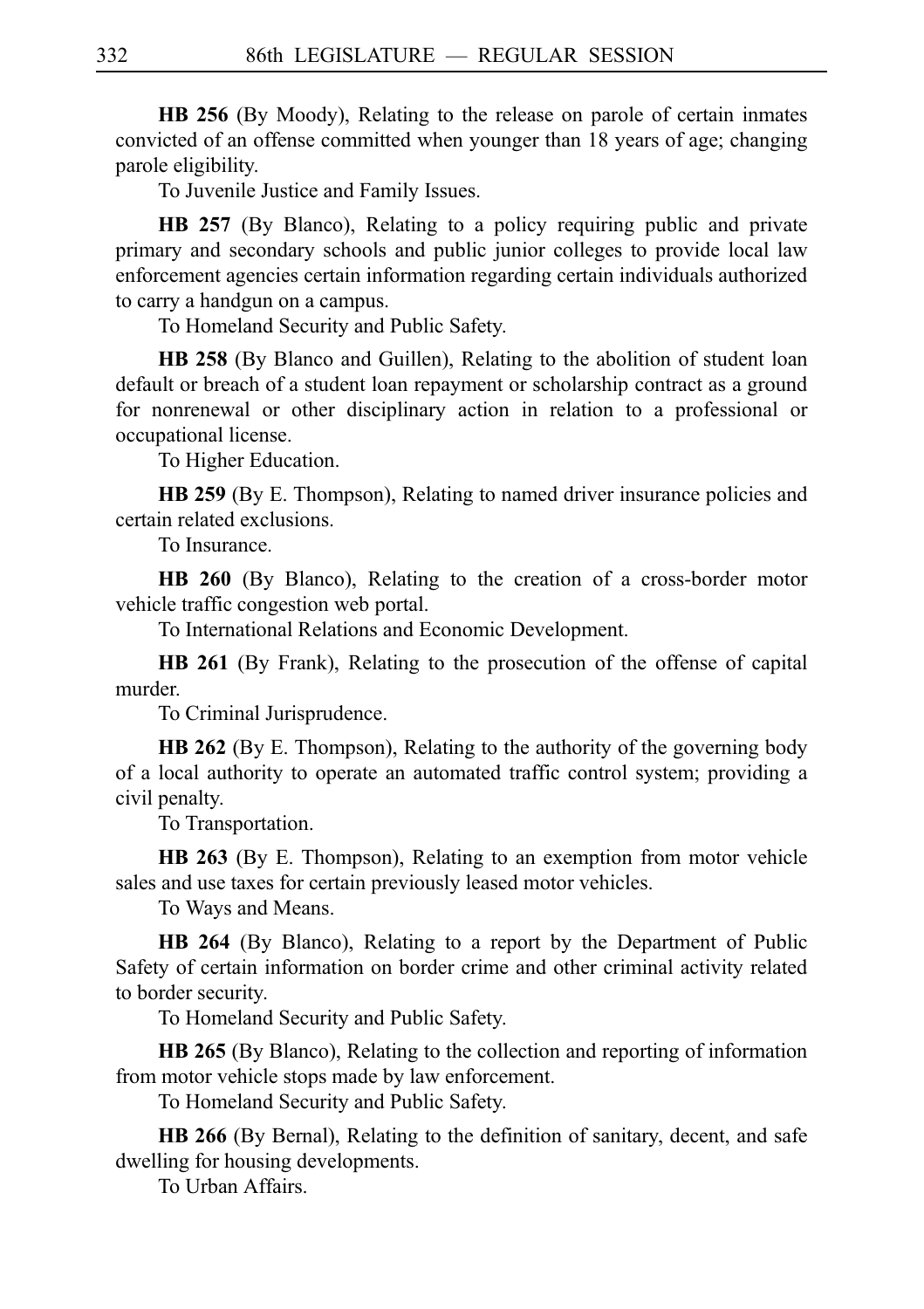**HB 256** (By Moody), Relating to the release on parole of certain inmates convicted of an offense committed when younger than 18 years of age; changing parole eligibility.

To Juvenile Justice and Family Issues.

**HB 257** (By Blanco), Relating to a policy requiring public and private primary and secondary schools and public junior colleges to provide local law enforcement agencies certain information regarding certain individuals authorized to carry a handgun on a campus.

To Homeland Security and Public Safety.

**HB 258** (By Blanco and Guillen), Relating to the abolition of student loan default or breach of a student loan repayment or scholarship contract as a ground for nonrenewal or other disciplinary action in relation to a professional or occupational license.

To Higher Education.

**HB 259** (By E. Thompson), Relating to named driver insurance policies and certain related exclusions.

To Insurance.

**HB 260** (By Blanco), Relating to the creation of a cross-border motor vehicle traffic congestion web portal.

To International Relations and Economic Development.

**HB 261** (By Frank), Relating to the prosecution of the offense of capital murder.

To Criminal Jurisprudence.

**HB 262** (By E. Thompson), Relating to the authority of the governing body of a local authority to operate an automated traffic control system; providing a civil penalty.

To Transportation.

**HB 263** (By E. Thompson), Relating to an exemption from motor vehicle sales and use taxes for certain previously leased motor vehicles.

To Ways and Means.

**HB 264** (By Blanco), Relating to a report by the Department of Public Safety of certain information on border crime and other criminal activity related to border security.

To Homeland Security and Public Safety.

**HB 265** (By Blanco), Relating to the collection and reporting of information from motor vehicle stops made by law enforcement.

To Homeland Security and Public Safety.

**HB 266** (By Bernal), Relating to the definition of sanitary, decent, and safe dwelling for housing developments.

To Urban Affairs.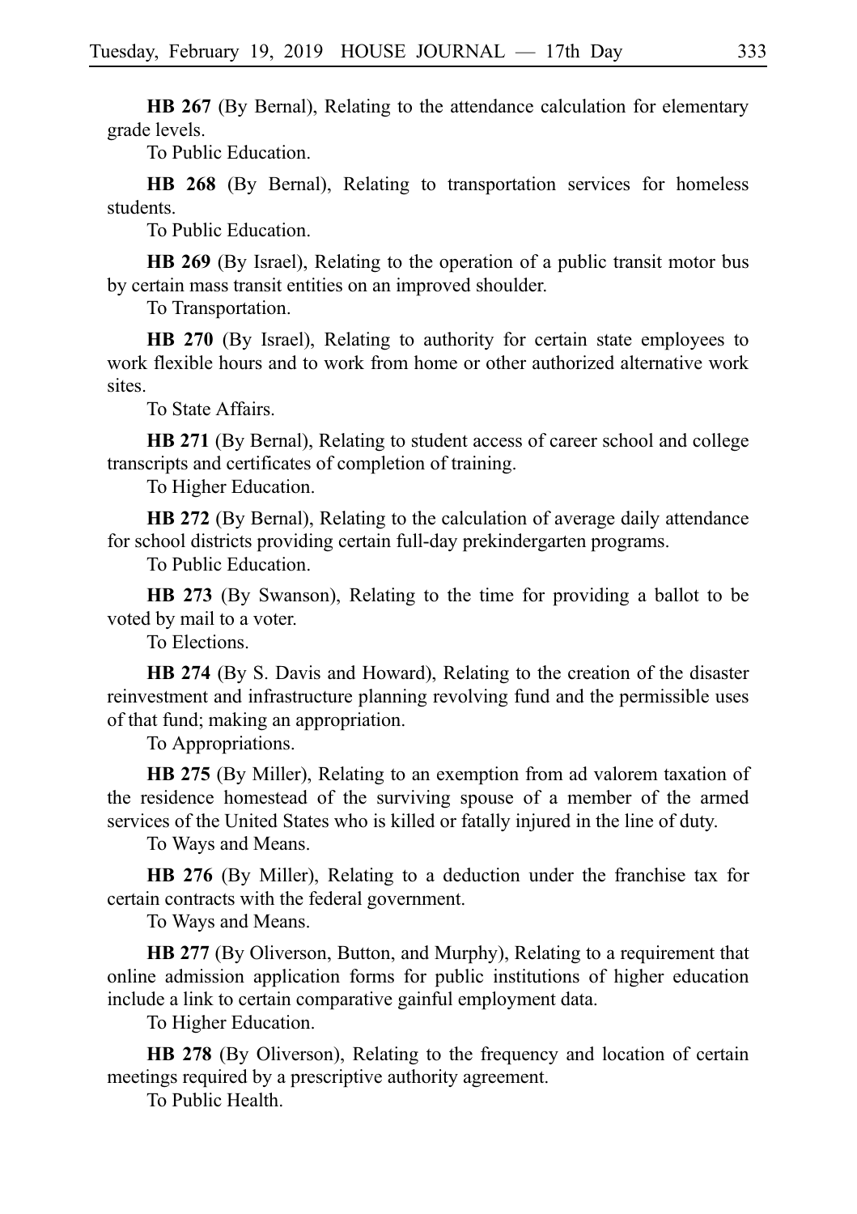**HB 267** (By Bernal), Relating to the attendance calculation for elementary grade levels.

To Public Education.

**HB 268** (By Bernal), Relating to transportation services for homeless students.

To Public Education.

**HB 269** (By Israel), Relating to the operation of a public transit motor bus by certain mass transit entities on an improved shoulder.

To Transportation.

**HB 270** (By Israel), Relating to authority for certain state employees to work flexible hours and to work from home or other authorized alternative work sites.

To State Affairs.

**HB 271** (By Bernal), Relating to student access of career school and college transcripts and certificates of completion of training.

To Higher Education.

**HB 272** (By Bernal), Relating to the calculation of average daily attendance for school districts providing certain full-day prekindergarten programs.

To Public Education.

**HB 273** (By Swanson), Relating to the time for providing a ballot to be voted by mail to a voter.

To Elections.

**HB 274** (By S. Davis and Howard), Relating to the creation of the disaster reinvestment and infrastructure planning revolving fund and the permissible uses of that fund; making an appropriation.

To Appropriations.

**HB 275** (By Miller), Relating to an exemption from ad valorem taxation of the residence homestead of the surviving spouse of a member of the armed services of the United States who is killed or fatally injured in the line of duty.

To Ways and Means.

**HB 276** (By Miller), Relating to a deduction under the franchise tax for certain contracts with the federal government.

To Ways and Means.

**HB 277** (By Oliverson, Button, and Murphy), Relating to a requirement that online admission application forms for public institutions of higher education include a link to certain comparative gainful employment data.

To Higher Education.

**HB 278** (By Oliverson), Relating to the frequency and location of certain meetings required by a prescriptive authority agreement.

To Public Health.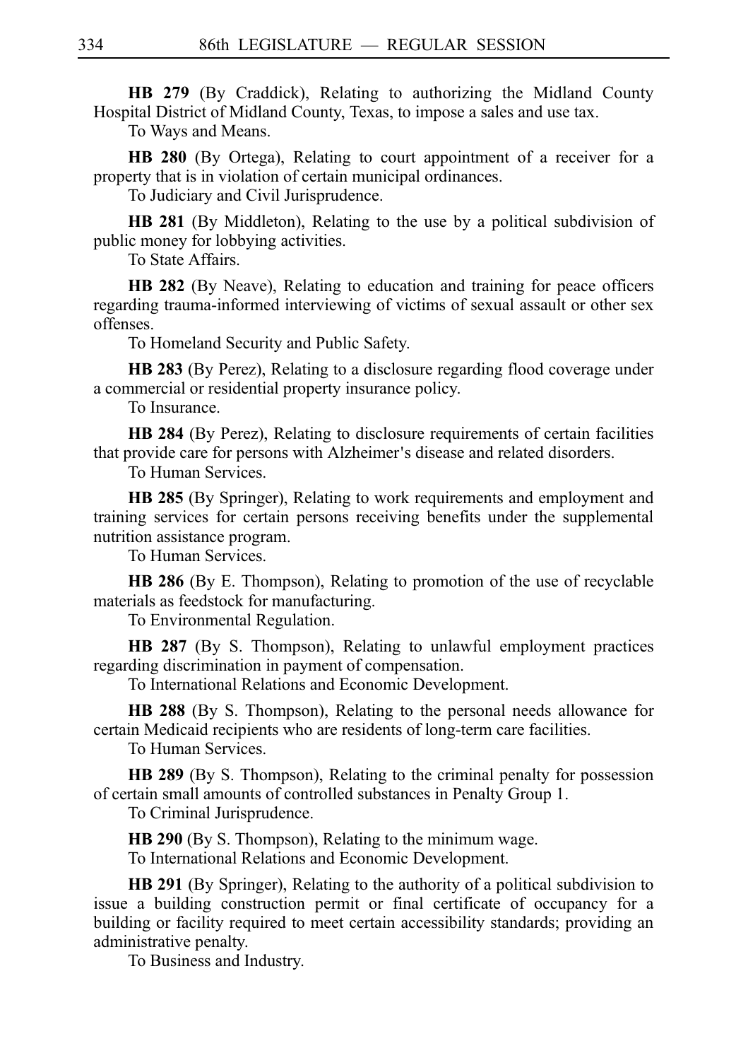**HB 279** (By Craddick), Relating to authorizing the Midland County Hospital District of Midland County, Texas, to impose a sales and use tax.

To Ways and Means.

**HB 280** (By Ortega), Relating to court appointment of a receiver for a property that is in violation of certain municipal ordinances.

To Judiciary and Civil Jurisprudence.

**HB 281** (By Middleton), Relating to the use by a political subdivision of public money for lobbying activities.

To State Affairs.

**HB 282** (By Neave), Relating to education and training for peace officers regarding trauma-informed interviewing of victims of sexual assault or other sex offenses.

To Homeland Security and Public Safety.

**HB 283** (By Perez), Relating to a disclosure regarding flood coverage under a commercial or residential property insurance policy.

To Insurance.

**HB 284** (By Perez), Relating to disclosure requirements of certain facilities that provide care for persons with Alzheimer's disease and related disorders.

To Human Services.

**HB 285** (By Springer), Relating to work requirements and employment and training services for certain persons receiving benefits under the supplemental nutrition assistance program.

To Human Services.

**HB 286** (By E. Thompson), Relating to promotion of the use of recyclable materials as feedstock for manufacturing.

To Environmental Regulation.

**HB 287** (By S. Thompson), Relating to unlawful employment practices regarding discrimination in payment of compensation.

To International Relations and Economic Development.

**HB 288** (By S. Thompson), Relating to the personal needs allowance for certain Medicaid recipients who are residents of long-term care facilities.

To Human Services.

**HB 289** (By S. Thompson), Relating to the criminal penalty for possession of certain small amounts of controlled substances in Penalty Group 1.

To Criminal Jurisprudence.

**HB 290** (By S. Thompson), Relating to the minimum wage.

To International Relations and Economic Development.

**HB 291** (By Springer), Relating to the authority of a political subdivision to issue a building construction permit or final certificate of occupancy for a building or facility required to meet certain accessibility standards; providing an administrative penalty.

To Business and Industry.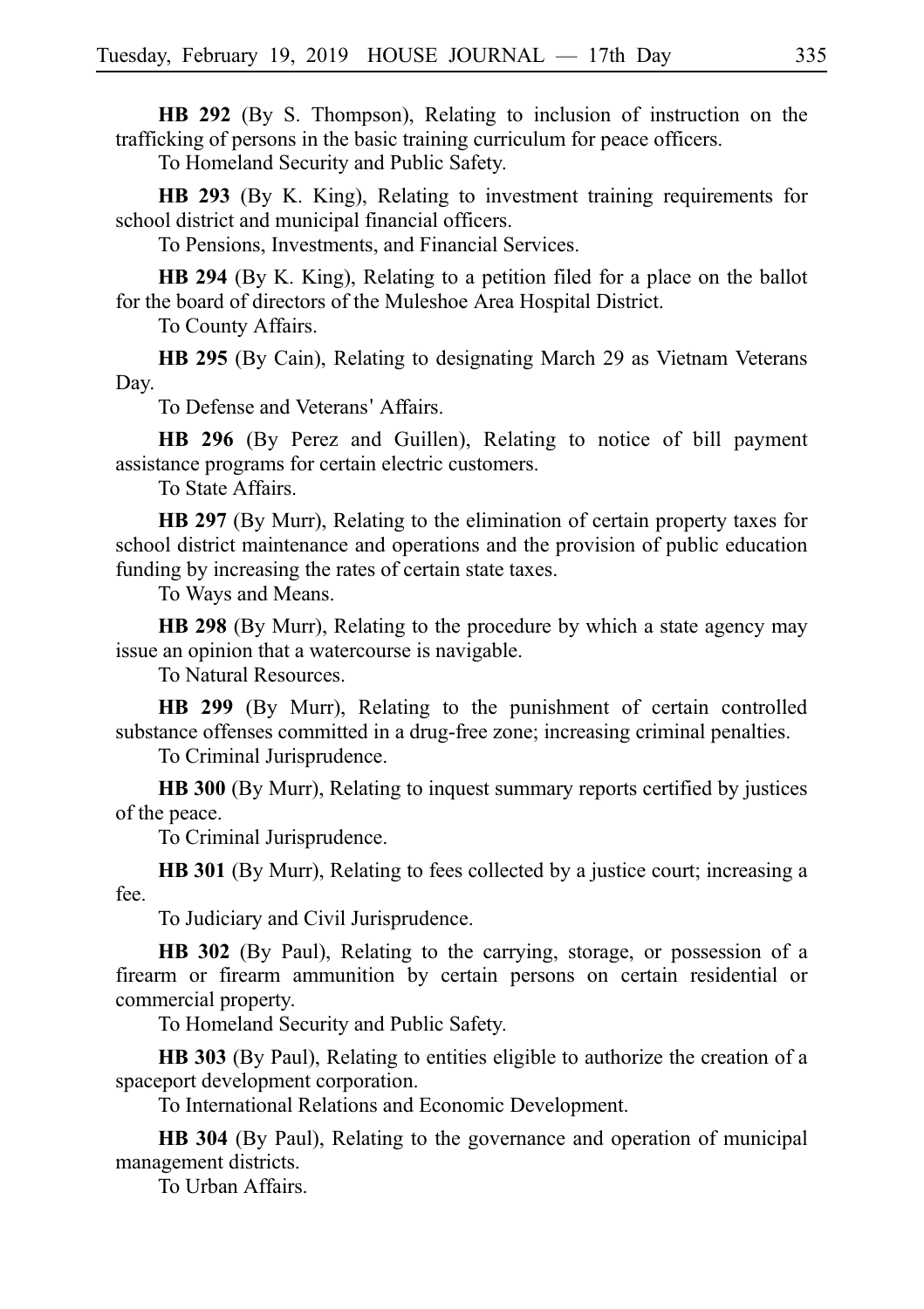**HB 292** (By S. Thompson), Relating to inclusion of instruction on the trafficking of persons in the basic training curriculum for peace officers.

To Homeland Security and Public Safety.

**HB 293** (By K. King), Relating to investment training requirements for school district and municipal financial officers.

To Pensions, Investments, and Financial Services.

**HB 294** (By K. King), Relating to a petition filed for a place on the ballot for the board of directors of the Muleshoe Area Hospital District.

To County Affairs.

**HB 295** (By Cain), Relating to designating March 29 as Vietnam Veterans Day.

To Defense and Veterans' Affairs.

**HB 296** (By Perez and Guillen), Relating to notice of bill payment assistance programs for certain electric customers.

To State Affairs.

**HB 297** (By Murr), Relating to the elimination of certain property taxes for school district maintenance and operations and the provision of public education funding by increasing the rates of certain state taxes.

To Ways and Means.

**HB 298** (By Murr), Relating to the procedure by which a state agency may issue an opinion that a watercourse is navigable.

To Natural Resources.

**HB 299** (By Murr), Relating to the punishment of certain controlled substance offenses committed in a drug-free zone; increasing criminal penalties.

To Criminal Jurisprudence.

**HB 300** (By Murr), Relating to inquest summary reports certified by justices of the peace.

To Criminal Jurisprudence.

**HB 301** (By Murr), Relating to fees collected by a justice court; increasing a fee.

To Judiciary and Civil Jurisprudence.

**HB 302** (By Paul), Relating to the carrying, storage, or possession of a firearm or firearm ammunition by certain persons on certain residential or commercial property.

To Homeland Security and Public Safety.

**HB 303** (By Paul), Relating to entities eligible to authorize the creation of a spaceport development corporation.

To International Relations and Economic Development.

**HB 304** (By Paul), Relating to the governance and operation of municipal management districts.

To Urban Affairs.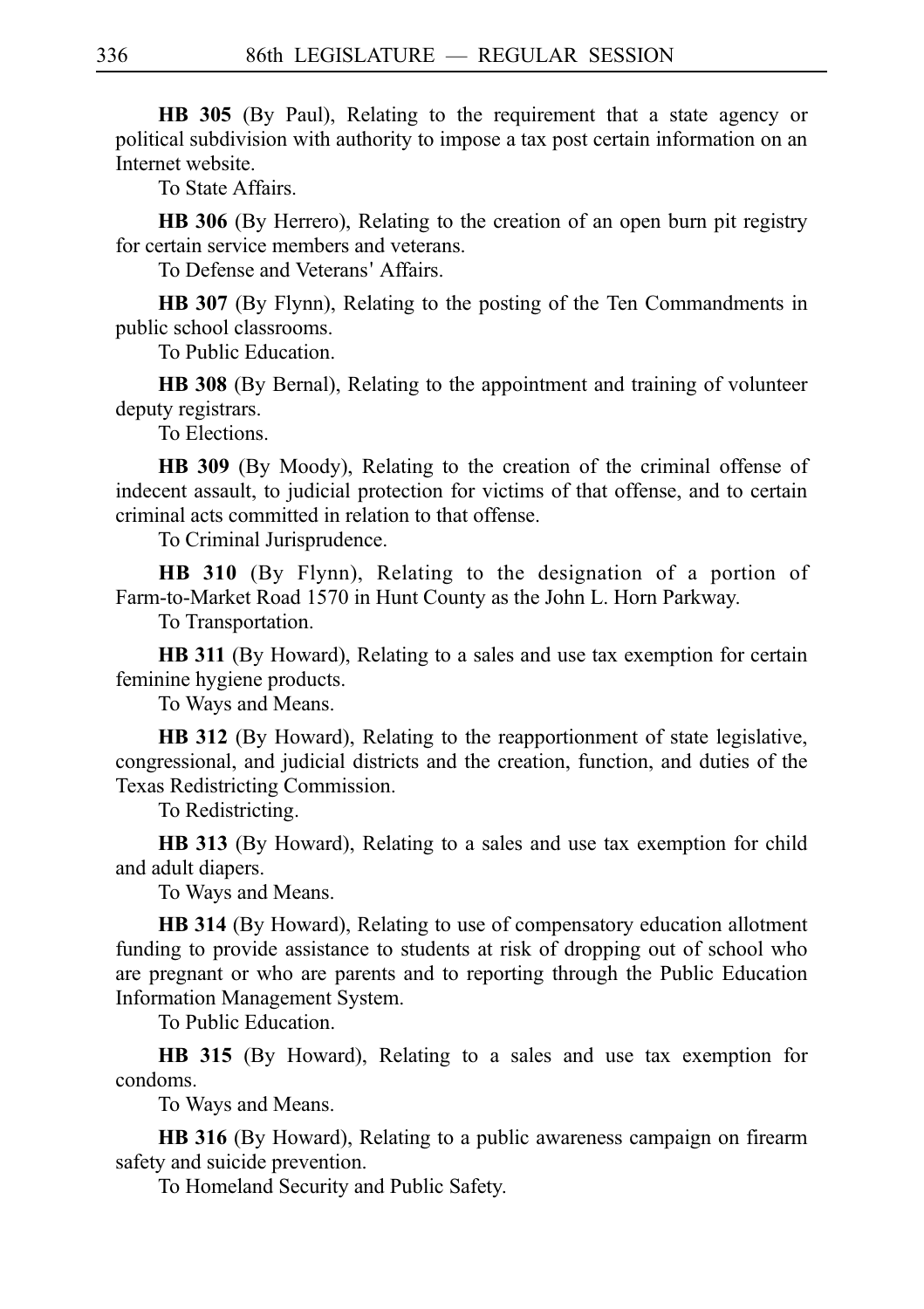**HB 305** (By Paul), Relating to the requirement that a state agency or political subdivision with authority to impose a tax post certain information on an Internet website.

To State Affairs.

**HB 306** (By Herrero), Relating to the creation of an open burn pit registry for certain service members and veterans.

To Defense and Veterans' Affairs.

**HB 307** (By Flynn), Relating to the posting of the Ten Commandments in public school classrooms.

To Public Education.

**HB 308** (By Bernal), Relating to the appointment and training of volunteer deputy registrars.

To Elections.

**HB 309** (By Moody), Relating to the creation of the criminal offense of indecent assault, to judicial protection for victims of that offense, and to certain criminal acts committed in relation to that offense.

To Criminal Jurisprudence.

**HB 310** (By Flynn), Relating to the designation of a portion of Farm-to-Market Road 1570 in Hunt County as the John L. Horn Parkway.

To Transportation.

**HB 311** (By Howard), Relating to a sales and use tax exemption for certain feminine hygiene products.

To Ways and Means.

**HB 312** (By Howard), Relating to the reapportionment of state legislative, congressional, and judicial districts and the creation, function, and duties of the Texas Redistricting Commission.

To Redistricting.

**HB 313** (By Howard), Relating to a sales and use tax exemption for child and adult diapers.

To Ways and Means.

**HB 314** (By Howard), Relating to use of compensatory education allotment funding to provide assistance to students at risk of dropping out of school who are pregnant or who are parents and to reporting through the Public Education Information Management System.

To Public Education.

**HB 315** (By Howard), Relating to a sales and use tax exemption for condoms.

To Ways and Means.

**HB 316** (By Howard), Relating to a public awareness campaign on firearm safety and suicide prevention.

To Homeland Security and Public Safety.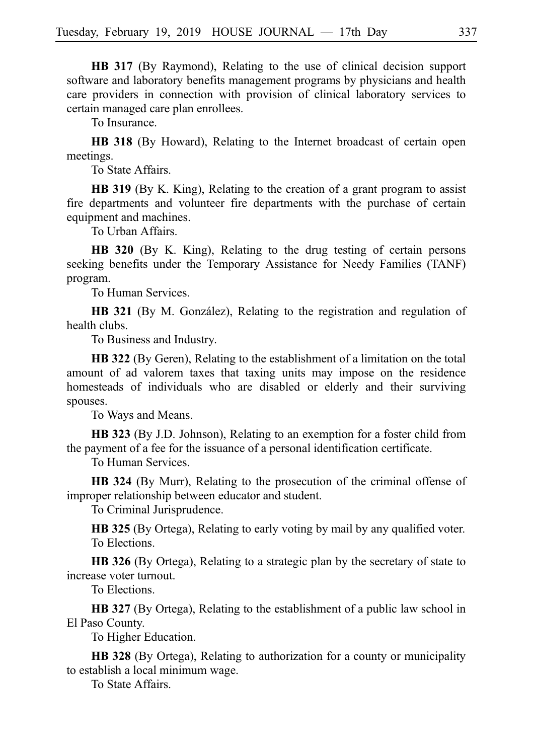**HB 317** (By Raymond), Relating to the use of clinical decision support software and laboratory benefits management programs by physicians and health care providers in connection with provision of clinical laboratory services to certain managed care plan enrollees.

To Insurance.

**HB 318** (By Howard), Relating to the Internet broadcast of certain open meetings.

To State Affairs.

**HB 319** (By K. King), Relating to the creation of a grant program to assist fire departments and volunteer fire departments with the purchase of certain equipment and machines.

To Urban Affairs.

**HB 320** (By K. King), Relating to the drug testing of certain persons seeking benefits under the Temporary Assistance for Needy Families (TANF) program.

To Human Services.

**HB 321** (By M. González), Relating to the registration and regulation of health clubs.

To Business and Industry.

**HB 322** (By Geren), Relating to the establishment of a limitation on the total amount of ad valorem taxes that taxing units may impose on the residence homesteads of individuals who are disabled or elderly and their surviving spouses.

To Ways and Means.

**HB 323** (By J.D. Johnson), Relating to an exemption for a foster child from the payment of a fee for the issuance of a personal identification certificate.

To Human Services.

**HB 324** (By Murr), Relating to the prosecution of the criminal offense of improper relationship between educator and student.

To Criminal Jurisprudence.

**HB 325** (By Ortega), Relating to early voting by mail by any qualified voter.

To Elections.

**HB 326** (By Ortega), Relating to a strategic plan by the secretary of state to increase voter turnout.

To Elections.

**HB 327** (By Ortega), Relating to the establishment of a public law school in El Paso County.

To Higher Education.

**HB 328** (By Ortega), Relating to authorization for a county or municipality to establish a local minimum wage.

To State Affairs.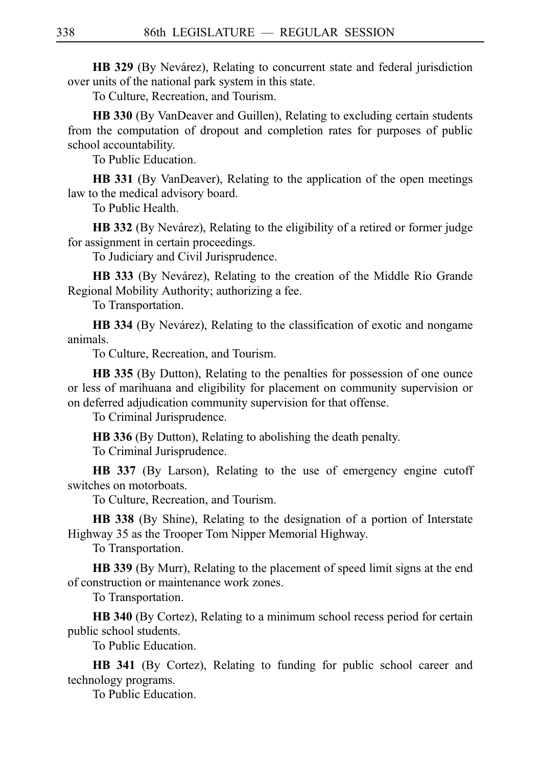**HB 329** (By Nevárez), Relating to concurrent state and federal jurisdiction over units of the national park system in this state.

To Culture, Recreation, and Tourism.

**HB 330** (By VanDeaver and Guillen), Relating to excluding certain students from the computation of dropout and completion rates for purposes of public school accountability.

To Public Education.

**HB 331** (By VanDeaver), Relating to the application of the open meetings law to the medical advisory board.

To Public Health.

**HB 332** (By Nevárez), Relating to the eligibility of a retired or former judge for assignment in certain proceedings.

To Judiciary and Civil Jurisprudence.

**HB 333** (By Nevárez), Relating to the creation of the Middle Rio Grande Regional Mobility Authority; authorizing a fee.

To Transportation.

**HB 334** (By Nevárez), Relating to the classification of exotic and nongame animals.

To Culture, Recreation, and Tourism.

**HB 335** (By Dutton), Relating to the penalties for possession of one ounce or less of marihuana and eligibility for placement on community supervision or on deferred adjudication community supervision for that offense.

To Criminal Jurisprudence.

**HB 336** (By Dutton), Relating to abolishing the death penalty.

To Criminal Jurisprudence.

**HB 337** (By Larson), Relating to the use of emergency engine cutoff switches on motorboats.

To Culture, Recreation, and Tourism.

**HB 338** (By Shine), Relating to the designation of a portion of Interstate Highway 35 as the Trooper Tom Nipper Memorial Highway.

To Transportation.

**HB 339** (By Murr), Relating to the placement of speed limit signs at the end of construction or maintenance work zones.

To Transportation.

**HB 340** (By Cortez), Relating to a minimum school recess period for certain public school students.

To Public Education.

**HB 341** (By Cortez), Relating to funding for public school career and technology programs.

To Public Education.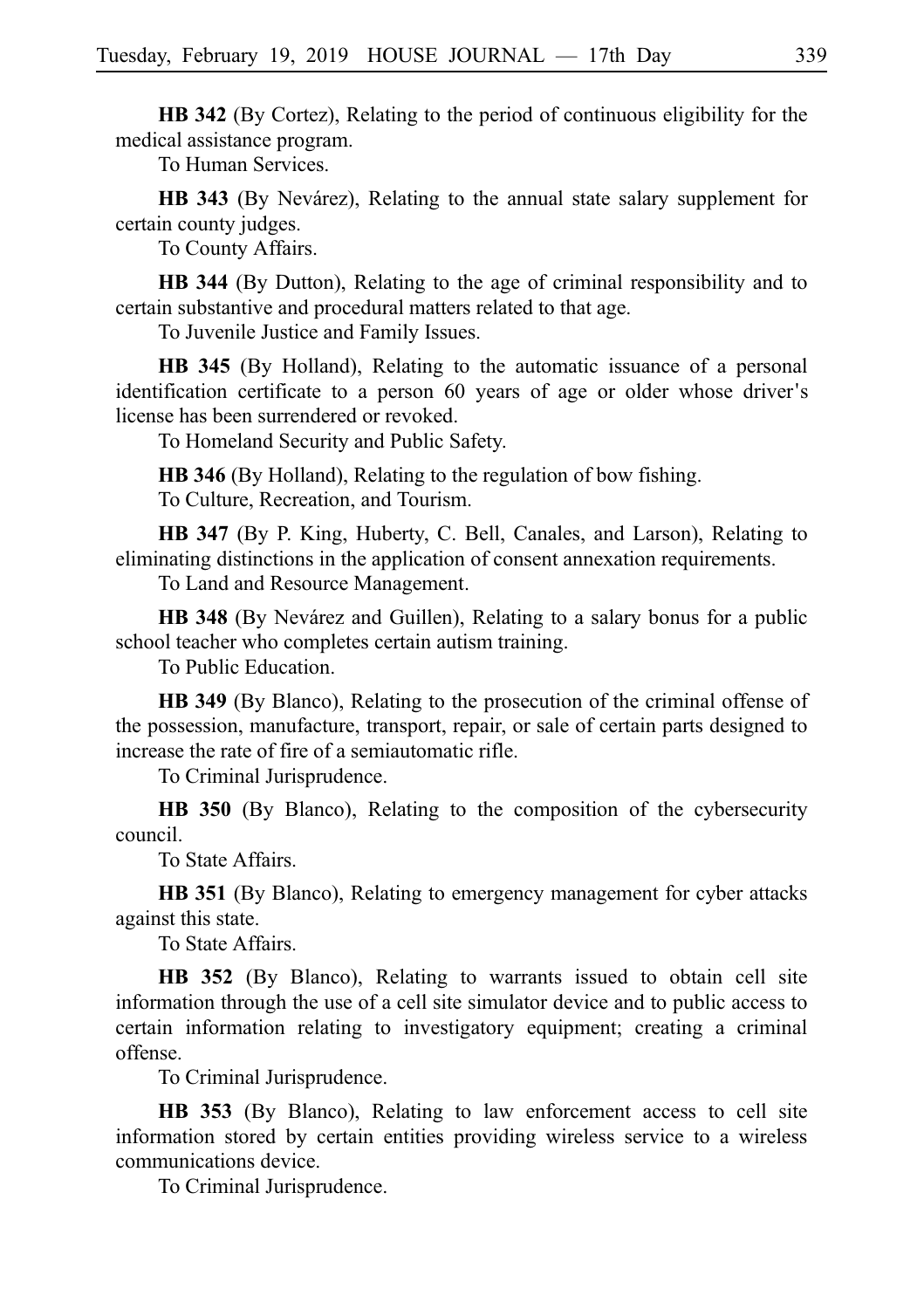**HB 342** (By Cortez), Relating to the period of continuous eligibility for the medical assistance program.

To Human Services.

**HB 343** (By Nevárez), Relating to the annual state salary supplement for certain county judges.

To County Affairs.

**HB 344** (By Dutton), Relating to the age of criminal responsibility and to certain substantive and procedural matters related to that age.

To Juvenile Justice and Family Issues.

**HB 345** (By Holland), Relating to the automatic issuance of a personal identification certificate to a person 60 years of age or older whose driver's license has been surrendered or revoked.

To Homeland Security and Public Safety.

**HB 346** (By Holland), Relating to the regulation of bow fishing.

To Culture, Recreation, and Tourism.

**HB 347** (By P. King, Huberty, C. Bell, Canales, and Larson), Relating to eliminating distinctions in the application of consent annexation requirements.

To Land and Resource Management.

**HB 348** (By Nevárez and Guillen), Relating to a salary bonus for a public school teacher who completes certain autism training.

To Public Education.

**HB 349** (By Blanco), Relating to the prosecution of the criminal offense of the possession, manufacture, transport, repair, or sale of certain parts designed to increase the rate of fire of a semiautomatic rifle.

To Criminal Jurisprudence.

**HB 350** (By Blanco), Relating to the composition of the cybersecurity council.

To State Affairs.

**HB 351** (By Blanco), Relating to emergency management for cyber attacks against this state.

To State Affairs.

**HB 352** (By Blanco), Relating to warrants issued to obtain cell site information through the use of a cell site simulator device and to public access to certain information relating to investigatory equipment; creating a criminal offense.

To Criminal Jurisprudence.

**HB 353** (By Blanco), Relating to law enforcement access to cell site information stored by certain entities providing wireless service to a wireless communications device.

To Criminal Jurisprudence.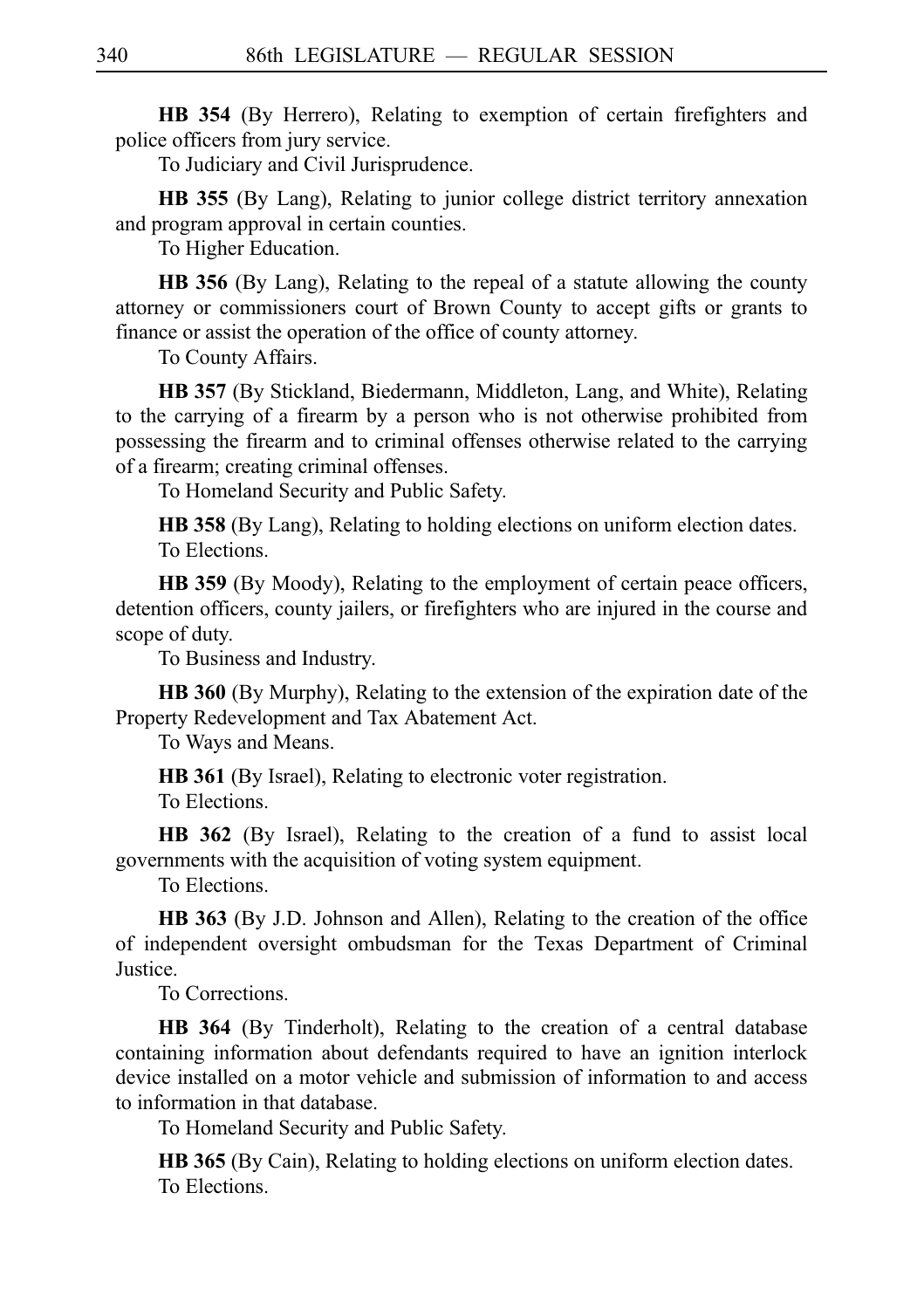**HB 354** (By Herrero), Relating to exemption of certain firefighters and police officers from jury service.

To Judiciary and Civil Jurisprudence.

**HB 355** (By Lang), Relating to junior college district territory annexation and program approval in certain counties.

To Higher Education.

**HB 356** (By Lang), Relating to the repeal of a statute allowing the county attorney or commissioners court of Brown County to accept gifts or grants to finance or assist the operation of the office of county attorney.

To County Affairs.

**HB 357** (By Stickland, Biedermann, Middleton, Lang, and White), Relating to the carrying of a firearm by a person who is not otherwise prohibited from possessing the firearm and to criminal offenses otherwise related to the carrying of a firearm; creating criminal offenses.

To Homeland Security and Public Safety.

**HB 358** (By Lang), Relating to holding elections on uniform election dates.

To Elections.

**HB 359** (By Moody), Relating to the employment of certain peace officers, detention officers, county jailers, or firefighters who are injured in the course and scope of duty.

To Business and Industry.

**HB 360** (By Murphy), Relating to the extension of the expiration date of the Property Redevelopment and Tax Abatement Act.

To Ways and Means.

**HB 361** (By Israel), Relating to electronic voter registration.

To Elections.

**HB 362** (By Israel), Relating to the creation of a fund to assist local governments with the acquisition of voting system equipment.

To Elections.

**HB 363** (By J.D. Johnson and Allen), Relating to the creation of the office of independent oversight ombudsman for the Texas Department of Criminal Justice.

To Corrections.

**HB 364** (By Tinderholt), Relating to the creation of a central database containing information about defendants required to have an ignition interlock device installed on a motor vehicle and submission of information to and access to information in that database.

To Homeland Security and Public Safety.

**HB 365** (By Cain), Relating to holding elections on uniform election dates.

To Elections.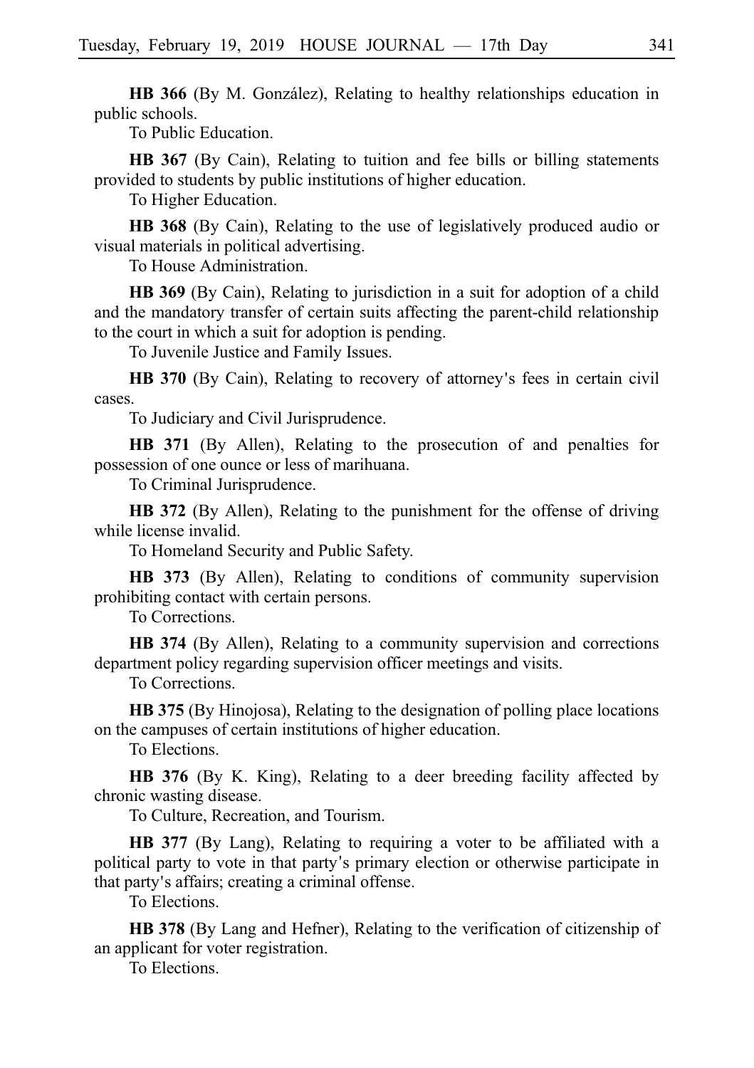**HB 366** (By M. González), Relating to healthy relationships education in public schools.

To Public Education.

**HB 367** (By Cain), Relating to tuition and fee bills or billing statements provided to students by public institutions of higher education.

To Higher Education.

**HB 368** (By Cain), Relating to the use of legislatively produced audio or visual materials in political advertising.

To House Administration.

**HB 369** (By Cain), Relating to jurisdiction in a suit for adoption of a child and the mandatory transfer of certain suits affecting the parent-child relationship to the court in which a suit for adoption is pending.

To Juvenile Justice and Family Issues.

**HB 370** (By Cain), Relating to recovery of attorney's fees in certain civil cases.

To Judiciary and Civil Jurisprudence.

**HB 371** (By Allen), Relating to the prosecution of and penalties for possession of one ounce or less of marihuana.

To Criminal Jurisprudence.

**HB 372** (By Allen), Relating to the punishment for the offense of driving while license invalid.

To Homeland Security and Public Safety.

**HB 373** (By Allen), Relating to conditions of community supervision prohibiting contact with certain persons.

To Corrections.

**HB 374** (By Allen), Relating to a community supervision and corrections department policy regarding supervision officer meetings and visits.

To Corrections.

**HB 375** (By Hinojosa), Relating to the designation of polling place locations on the campuses of certain institutions of higher education.

To Elections.

**HB 376** (By K. King), Relating to a deer breeding facility affected by chronic wasting disease.

To Culture, Recreation, and Tourism.

**HB 377** (By Lang), Relating to requiring a voter to be affiliated with a political party to vote in that party's primary election or otherwise participate in that party's affairs; creating a criminal offense.

To Elections.

**HB 378** (By Lang and Hefner), Relating to the verification of citizenship of an applicant for voter registration.

To Elections.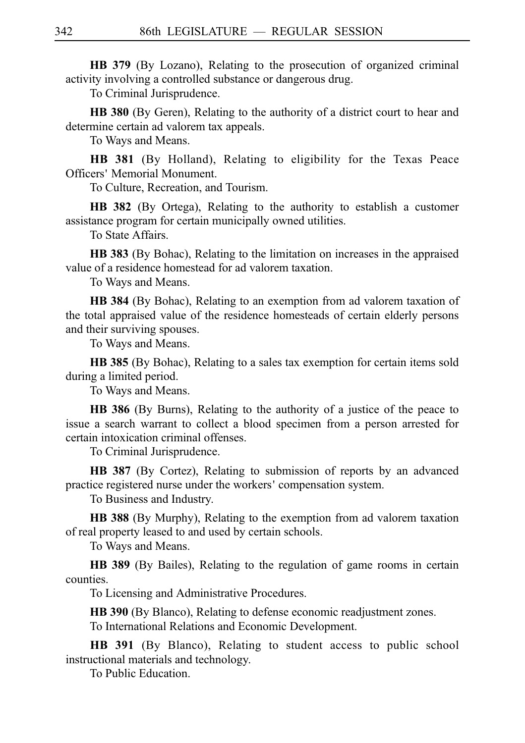**HB 379** (By Lozano), Relating to the prosecution of organized criminal activity involving a controlled substance or dangerous drug.

To Criminal Jurisprudence.

**HB 380** (By Geren), Relating to the authority of a district court to hear and determine certain ad valorem tax appeals.

To Ways and Means.

**HB 381** (By Holland), Relating to eligibility for the Texas Peace Officers' Memorial Monument.

To Culture, Recreation, and Tourism.

**HB 382** (By Ortega), Relating to the authority to establish a customer assistance program for certain municipally owned utilities.

To State Affairs.

**HB 383** (By Bohac), Relating to the limitation on increases in the appraised value of a residence homestead for ad valorem taxation.

To Ways and Means.

**HB 384** (By Bohac), Relating to an exemption from ad valorem taxation of the total appraised value of the residence homesteads of certain elderly persons and their surviving spouses.

To Ways and Means.

**HB 385** (By Bohac), Relating to a sales tax exemption for certain items sold during a limited period.

To Ways and Means.

**HB 386** (By Burns), Relating to the authority of a justice of the peace to issue a search warrant to collect a blood specimen from a person arrested for certain intoxication criminal offenses.

To Criminal Jurisprudence.

**HB 387** (By Cortez), Relating to submission of reports by an advanced practice registered nurse under the workers' compensation system.

To Business and Industry.

**HB 388** (By Murphy), Relating to the exemption from ad valorem taxation of real property leased to and used by certain schools.

To Ways and Means.

**HB 389** (By Bailes), Relating to the regulation of game rooms in certain counties.

To Licensing and Administrative Procedures.

**HB 390** (By Blanco), Relating to defense economic readjustment zones.

To International Relations and Economic Development.

**HB 391** (By Blanco), Relating to student access to public school instructional materials and technology.

To Public Education.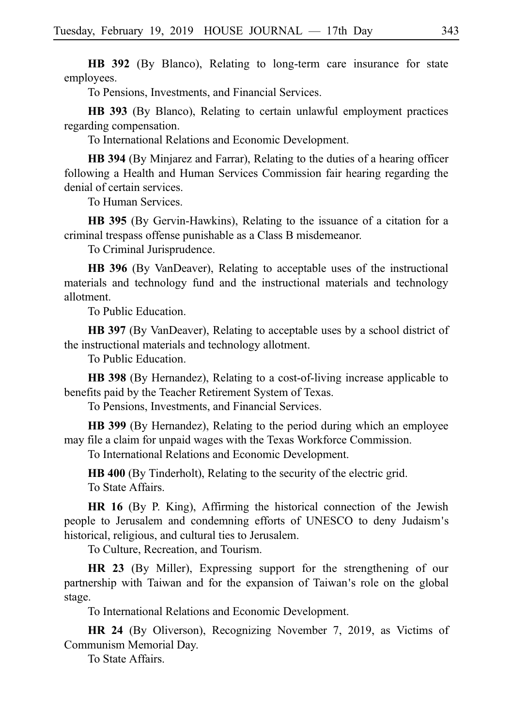**HB 392** (By Blanco), Relating to long-term care insurance for state employees.

To Pensions, Investments, and Financial Services.

**HB 393** (By Blanco), Relating to certain unlawful employment practices regarding compensation.

To International Relations and Economic Development.

**HB 394** (By Minjarez and Farrar), Relating to the duties of a hearing officer following a Health and Human Services Commission fair hearing regarding the denial of certain services.

To Human Services.

**HB 395** (By Gervin-Hawkins), Relating to the issuance of a citation for a criminal trespass offense punishable as a Class B misdemeanor.

To Criminal Jurisprudence.

**HB 396** (By VanDeaver), Relating to acceptable uses of the instructional materials and technology fund and the instructional materials and technology allotment.

To Public Education.

**HB 397** (By VanDeaver), Relating to acceptable uses by a school district of the instructional materials and technology allotment.

To Public Education.

**HB 398** (By Hernandez), Relating to a cost-of-living increase applicable to benefits paid by the Teacher Retirement System of Texas.

To Pensions, Investments, and Financial Services.

**HB 399** (By Hernandez), Relating to the period during which an employee may file a claim for unpaid wages with the Texas Workforce Commission.

To International Relations and Economic Development.

**HB 400** (By Tinderholt), Relating to the security of the electric grid.

To State Affairs.

**HR 16** (By P. King), Affirming the historical connection of the Jewish people to Jerusalem and condemning efforts of UNESCO to deny Judaism's historical, religious, and cultural ties to Jerusalem.

To Culture, Recreation, and Tourism.

**HR 23** (By Miller), Expressing support for the strengthening of our partnership with Taiwan and for the expansion of Taiwan's role on the global stage.

To International Relations and Economic Development.

**HR 24** (By Oliverson), Recognizing November 7, 2019, as Victims of Communism Memorial Day.

To State Affairs.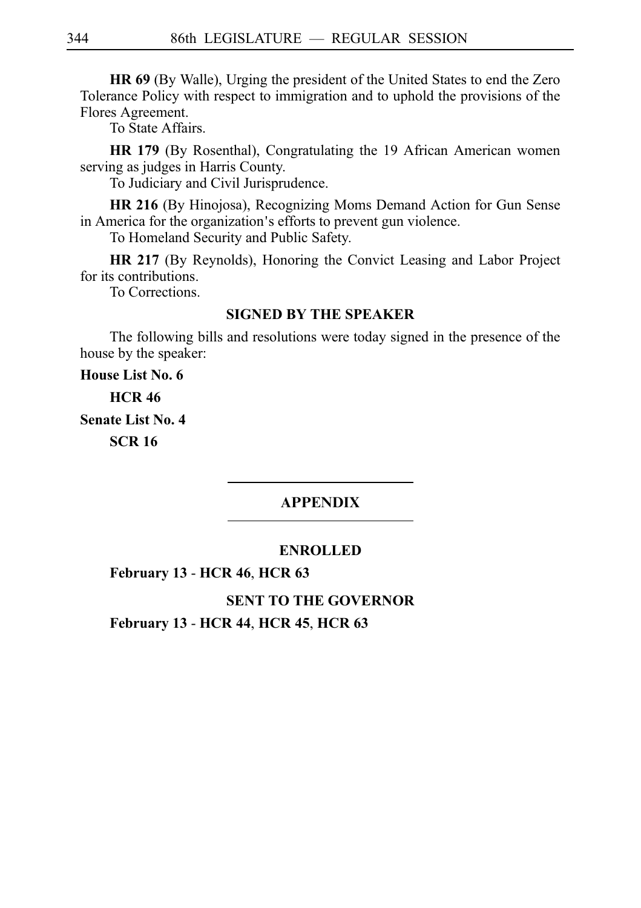**HR 69** (By Walle), Urging the president of the United States to end the Zero Tolerance Policy with respect to immigration and to uphold the provisions of the Flores Agreement.

To State Affairs.

**HR 179** (By Rosenthal), Congratulating the 19 African American women serving as judges in Harris County.

To Judiciary and Civil Jurisprudence.

**HR 216** (By Hinojosa), Recognizing Moms Demand Action for Gun Sense in America for the organization's efforts to prevent gun violence.

To Homeland Security and Public Safety.

**HR 217** (By Reynolds), Honoring the Convict Leasing and Labor Project for its contributions.

To Corrections.

### SIGNED BY THE SPEAKER

The following bills and resolutions were today signed in the presence of the house by the speaker:

**House List No. 6**

**HCR 46**

**Senate List No. 4**

**SCR 16**

---

## APPENDIX

---

### ENROLLED

**February 13** - **HCR 46**, **HCR 63**

### SENT TO THE GOVERNOR

**February 13** - **HCR 44**, **HCR 45**, **HCR 63**